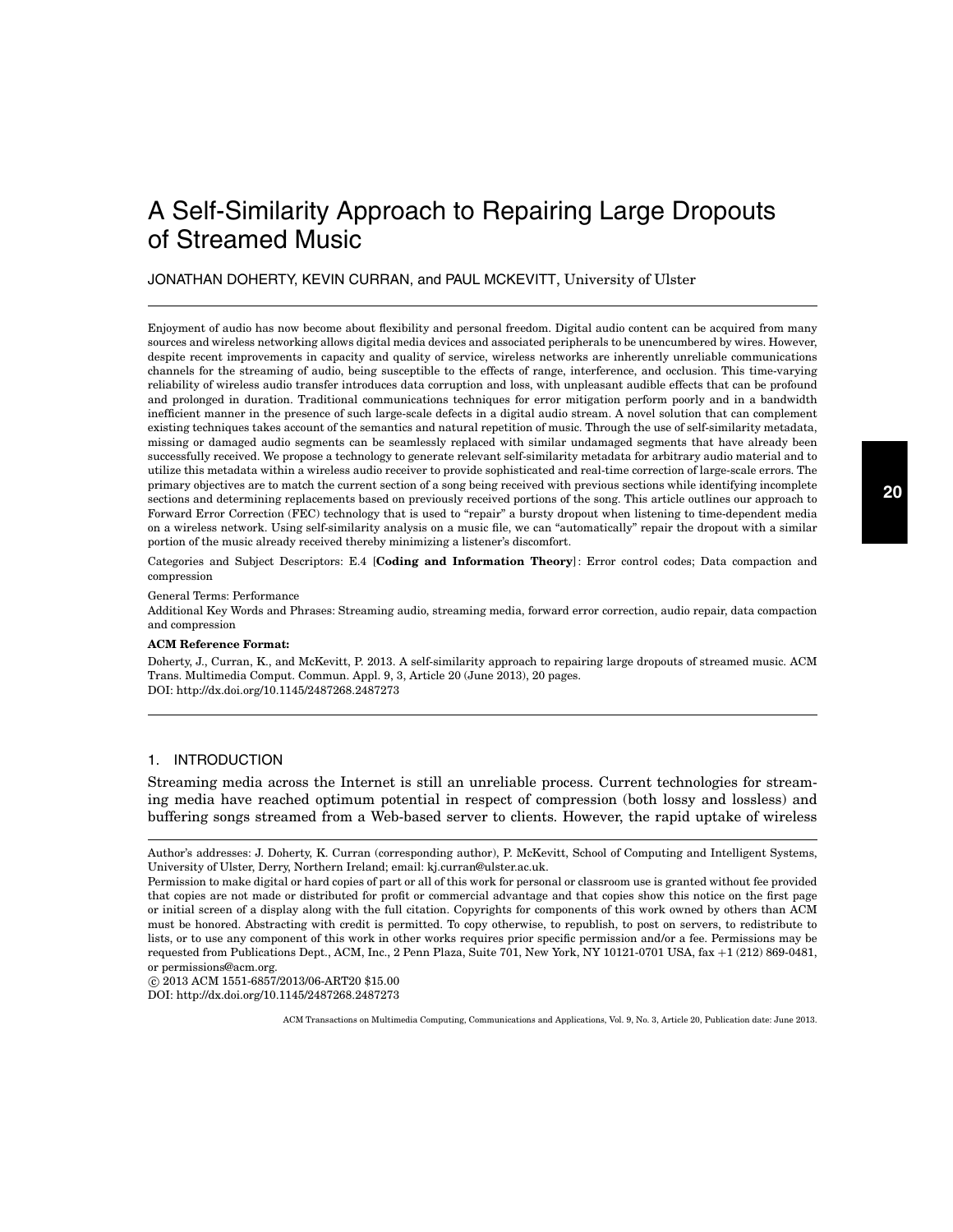# A Self-Similarity Approach to Repairing Large Dropouts of Streamed Music

JONATHAN DOHERTY, KEVIN CURRAN, and PAUL MCKEVITT, University of Ulster

Enjoyment of audio has now become about flexibility and personal freedom. Digital audio content can be acquired from many sources and wireless networking allows digital media devices and associated peripherals to be unencumbered by wires. However, despite recent improvements in capacity and quality of service, wireless networks are inherently unreliable communications channels for the streaming of audio, being susceptible to the effects of range, interference, and occlusion. This time-varying reliability of wireless audio transfer introduces data corruption and loss, with unpleasant audible effects that can be profound and prolonged in duration. Traditional communications techniques for error mitigation perform poorly and in a bandwidth inefficient manner in the presence of such large-scale defects in a digital audio stream. A novel solution that can complement existing techniques takes account of the semantics and natural repetition of music. Through the use of self-similarity metadata, missing or damaged audio segments can be seamlessly replaced with similar undamaged segments that have already been successfully received. We propose a technology to generate relevant self-similarity metadata for arbitrary audio material and to utilize this metadata within a wireless audio receiver to provide sophisticated and real-time correction of large-scale errors. The primary objectives are to match the current section of a song being received with previous sections while identifying incomplete sections and determining replacements based on previously received portions of the song. This article outlines our approach to Forward Error Correction (FEC) technology that is used to "repair" a bursty dropout when listening to time-dependent media on a wireless network. Using self-similarity analysis on a music file, we can "automatically" repair the dropout with a similar portion of the music already received thereby minimizing a listener's discomfort.

Categories and Subject Descriptors: E.4 [**Coding and Information Theory**]: Error control codes; Data compaction and compression

General Terms: Performance

Additional Key Words and Phrases: Streaming audio, streaming media, forward error correction, audio repair, data compaction and compression

**ACM Reference Format:**

Doherty, J., Curran, K., and McKevitt, P. 2013. A self-similarity approach to repairing large dropouts of streamed music. ACM Trans. Multimedia Comput. Commun. Appl. 9, 3, Article 20 (June 2013), 20 pages.
DOI: http://dx.doi.org/10.1145/2487268.2487273

## 1. INTRODUCTION

Streaming media across the Internet is still an unreliable process. Current technologies for streaming media have reached optimum potential in respect of compression (both lossy and lossless) and buffering songs streamed from a Web-based server to clients. However, the rapid uptake of wireless

Author's addresses: J. Doherty, K. Curran (corresponding author), P. McKevitt, School of Computing and Intelligent Systems, University of Ulster, Derry, Northern Ireland; email: kj.curran@ulster.ac.uk.

Permission to make digital or hard copies of part or all of this work for personal or classroom use is granted without fee provided that copies are not made or distributed for profit or commercial advantage and that copies show this notice on the first page or initial screen of a display along with the full citation. Copyrights for components of this work owned by others than ACM must be honored. Abstracting with credit is permitted. To copy otherwise, to republish, to post on servers, to redistribute to lists, or to use any component of this work in other works requires prior specific permission and/or a fee. Permissions may be requested from Publications Dept., ACM, Inc., 2 Penn Plaza, Suite 701, New York, NY 10121-0701 USA, fax +1 (212) 869-0481, or permissions@acm.org.

© 2013 ACM 1551-6857/2013/06-ART20 $15.00

DOI: http://dx.doi.org/10.1145/2487268.2487273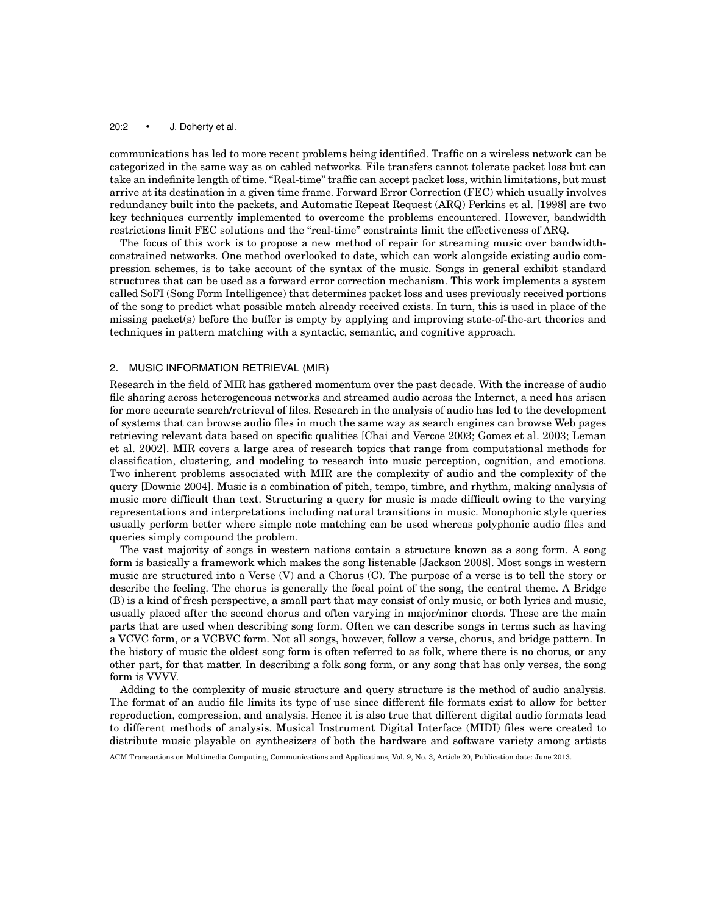communications has led to more recent problems being identified. Traffic on a wireless network can be categorized in the same way as on cabled networks. File transfers cannot tolerate packet loss but can take an indefinite length of time. "Real-time" traffic can accept packet loss, within limitations, but must arrive at its destination in a given time frame. Forward Error Correction (FEC) which usually involves redundancy built into the packets, and Automatic Repeat Request (ARQ) Perkins et al. [1998] are two key techniques currently implemented to overcome the problems encountered. However, bandwidth restrictions limit FEC solutions and the "real-time" constraints limit the effectiveness of ARQ.

The focus of this work is to propose a new method of repair for streaming music over bandwidth-constrained networks. One method overlooked to date, which can work alongside existing audio compression schemes, is to take account of the syntax of the music. Songs in general exhibit standard structures that can be used as a forward error correction mechanism. This work implements a system called SoFI (Song Form Intelligence) that determines packet loss and uses previously received portions of the song to predict what possible match already received exists. In turn, this is used in place of the missing packet(s) before the buffer is empty by applying and improving state-of-the-art theories and techniques in pattern matching with a syntactic, semantic, and cognitive approach.

## 2. MUSIC INFORMATION RETRIEVAL (MIR)

Research in the field of MIR has gathered momentum over the past decade. With the increase of audio file sharing across heterogeneous networks and streamed audio across the Internet, a need has arisen for more accurate search/retrieval of files. Research in the analysis of audio has led to the development of systems that can browse audio files in much the same way as search engines can browse Web pages retrieving relevant data based on specific qualities [Chai and Vercoe 2003; Gomez et al. 2003; Leman et al. 2002]. MIR covers a large area of research topics that range from computational methods for classification, clustering, and modeling to research into music perception, cognition, and emotions. Two inherent problems associated with MIR are the complexity of audio and the complexity of the query [Downie 2004]. Music is a combination of pitch, tempo, timbre, and rhythm, making analysis of music more difficult than text. Structuring a query for music is made difficult owing to the varying representations and interpretations including natural transitions in music. Monophonic style queries usually perform better where simple note matching can be used whereas polyphonic audio files and queries simply compound the problem.

The vast majority of songs in western nations contain a structure known as a song form. A song form is basically a framework which makes the song listenable [Jackson 2008]. Most songs in western music are structured into a Verse (V) and a Chorus (C). The purpose of a verse is to tell the story or describe the feeling. The chorus is generally the focal point of the song, the central theme. A Bridge (B) is a kind of fresh perspective, a small part that may consist of only music, or both lyrics and music, usually placed after the second chorus and often varying in major/minor chords. These are the main parts that are used when describing song form. Often we can describe songs in terms such as having a VCVC form, or a VCBVC form. Not all songs, however, follow a verse, chorus, and bridge pattern. In the history of music the oldest song form is often referred to as folk, where there is no chorus, or any other part, for that matter. In describing a folk song form, or any song that has only verses, the song form is VVVV.

Adding to the complexity of music structure and query structure is the method of audio analysis. The format of an audio file limits its type of use since different file formats exist to allow for better reproduction, compression, and analysis. Hence it is also true that different digital audio formats lead to different methods of analysis. Musical Instrument Digital Interface (MIDI) files were created to distribute music playable on synthesizers of both the hardware and software variety among artists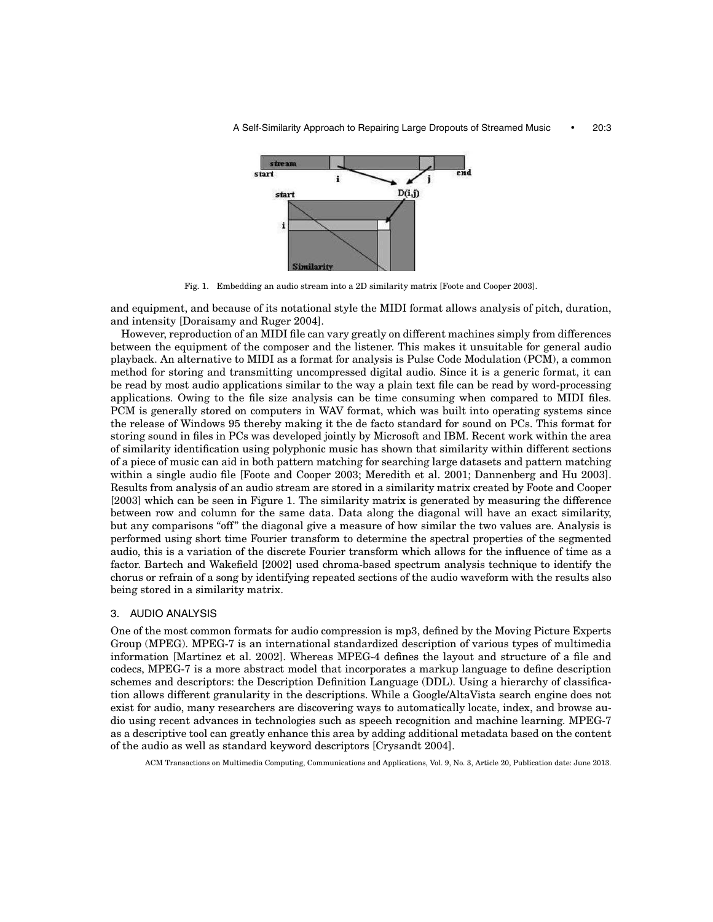Fig. 1. Embedding an audio stream into a 2D similarity matrix [Foote and Cooper 2003].

and equipment, and because of its notational style the MIDI format allows analysis of pitch, duration, and intensity [Doraisamy and Ruger 2004].

However, reproduction of an MIDI file can vary greatly on different machines simply from differences between the equipment of the composer and the listener. This makes it unsuitable for general audio playback. An alternative to MIDI as a format for analysis is Pulse Code Modulation (PCM), a common method for storing and transmitting uncompressed digital audio. Since it is a generic format, it can be read by most audio applications similar to the way a plain text file can be read by word-processing applications. Owing to the file size analysis can be time consuming when compared to MIDI files. PCM is generally stored on computers in WAV format, which was built into operating systems since the release of Windows 95 thereby making it the de facto standard for sound on PCs. This format for storing sound in files in PCs was developed jointly by Microsoft and IBM. Recent work within the area of similarity identification using polyphonic music has shown that similarity within different sections of a piece of music can aid in both pattern matching for searching large datasets and pattern matching within a single audio file [Foote and Cooper 2003; Meredith et al. 2001; Dannenberg and Hu 2003]. Results from analysis of an audio stream are stored in a similarity matrix created by Foote and Cooper [2003] which can be seen in Figure 1. The similarity matrix is generated by measuring the difference between row and column for the same data. Data along the diagonal will have an exact similarity, but any comparisons "off" the diagonal give a measure of how similar the two values are. Analysis is performed using short time Fourier transform to determine the spectral properties of the segmented audio, this is a variation of the discrete Fourier transform which allows for the influence of time as a factor. Bartech and Wakefield [2002] used chroma-based spectrum analysis technique to identify the chorus or refrain of a song by identifying repeated sections of the audio waveform with the results also being stored in a similarity matrix.

## 3. AUDIO ANALYSIS

One of the most common formats for audio compression is mp3, defined by the Moving Picture Experts Group (MPEG). MPEG-7 is an international standardized description of various types of multimedia information [Martinez et al. 2002]. Whereas MPEG-4 defines the layout and structure of a file and codecs, MPEG-7 is a more abstract model that incorporates a markup language to define description schemes and descriptors: the Description Definition Language (DDL). Using a hierarchy of classification allows different granularity in the descriptions. While a Google/AltaVista search engine does not exist for audio, many researchers are discovering ways to automatically locate, index, and browse audio using recent advances in technologies such as speech recognition and machine learning. MPEG-7 as a descriptive tool can greatly enhance this area by adding additional metadata based on the content of the audio as well as standard keyword descriptors [Crysandt 2004].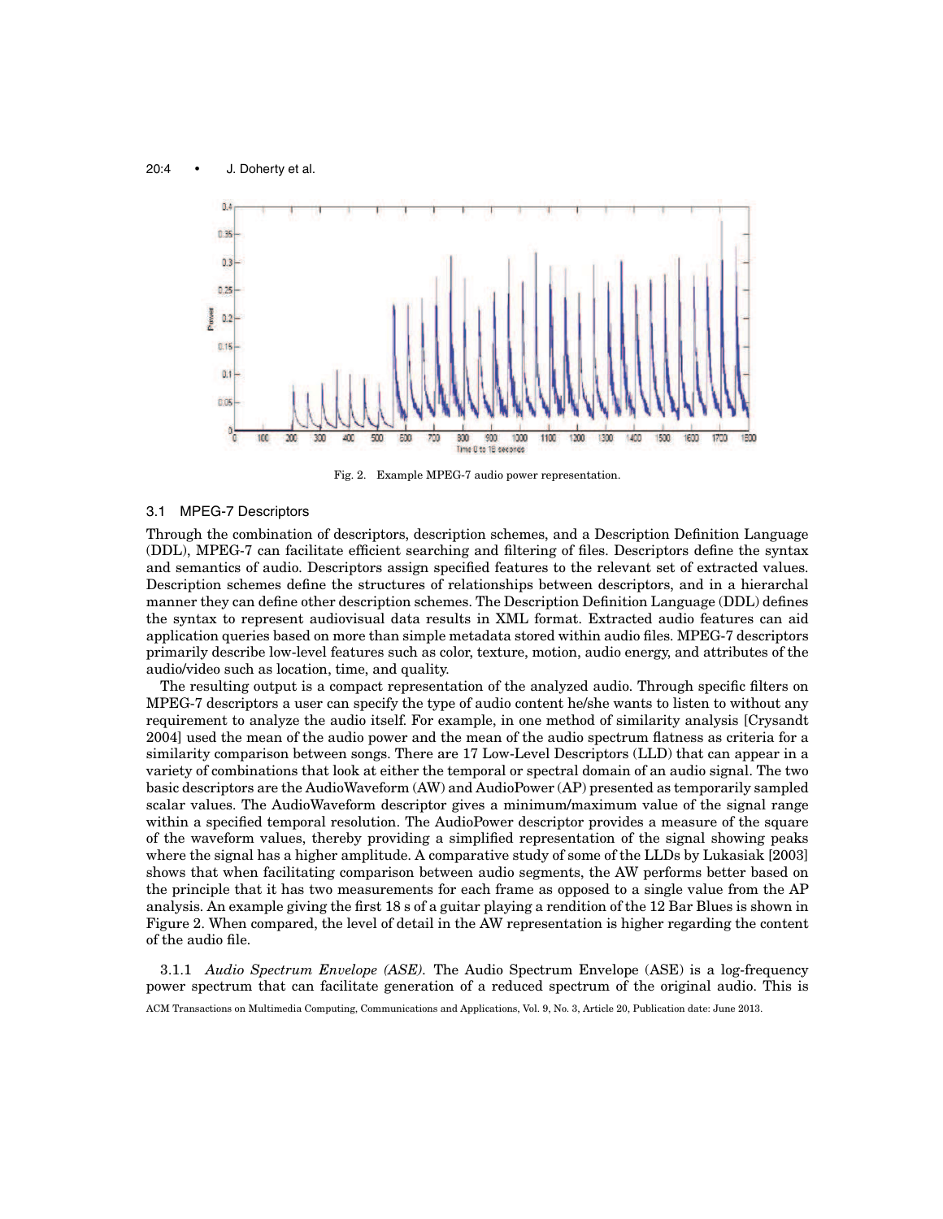Fig. 2. Example MPEG-7 audio power representation.

### 3.1 MPEG-7 Descriptors

Through the combination of descriptors, description schemes, and a Description Definition Language (DDL), MPEG-7 can facilitate efficient searching and filtering of files. Descriptors define the syntax and semantics of audio. Descriptors assign specified features to the relevant set of extracted values. Description schemes define the structures of relationships between descriptors, and in a hierarchal manner they can define other description schemes. The Description Definition Language (DDL) defines the syntax to represent audiovisual data results in XML format. Extracted audio features can aid application queries based on more than simple metadata stored within audio files. MPEG-7 descriptors primarily describe low-level features such as color, texture, motion, audio energy, and attributes of the audio/video such as location, time, and quality.

The resulting output is a compact representation of the analyzed audio. Through specific filters on MPEG-7 descriptors a user can specify the type of audio content he/she wants to listen to without any requirement to analyze the audio itself. For example, in one method of similarity analysis [Crysandt 2004] used the mean of the audio power and the mean of the audio spectrum flatness as criteria for a similarity comparison between songs. There are 17 Low-Level Descriptors (LLD) that can appear in a variety of combinations that look at either the temporal or spectral domain of an audio signal. The two basic descriptors are the AudioWaveform (AW) and AudioPower (AP) presented as temporarily sampled scalar values. The AudioWaveform descriptor gives a minimum/maximum value of the signal range within a specified temporal resolution. The AudioPower descriptor provides a measure of the square of the waveform values, thereby providing a simplified representation of the signal showing peaks where the signal has a higher amplitude. A comparative study of some of the LLDs by Lukasiak [2003] shows that when facilitating comparison between audio segments, the AW performs better based on the principle that it has two measurements for each frame as opposed to a single value from the AP analysis. An example giving the first 18 s of a guitar playing a rendition of the 12 Bar Blues is shown in Figure 2. When compared, the level of detail in the AW representation is higher regarding the content of the audio file.

3.1.1 *Audio Spectrum Envelope (ASE).* The Audio Spectrum Envelope (ASE) is a log-frequency power spectrum that can facilitate generation of a reduced spectrum of the original audio. This is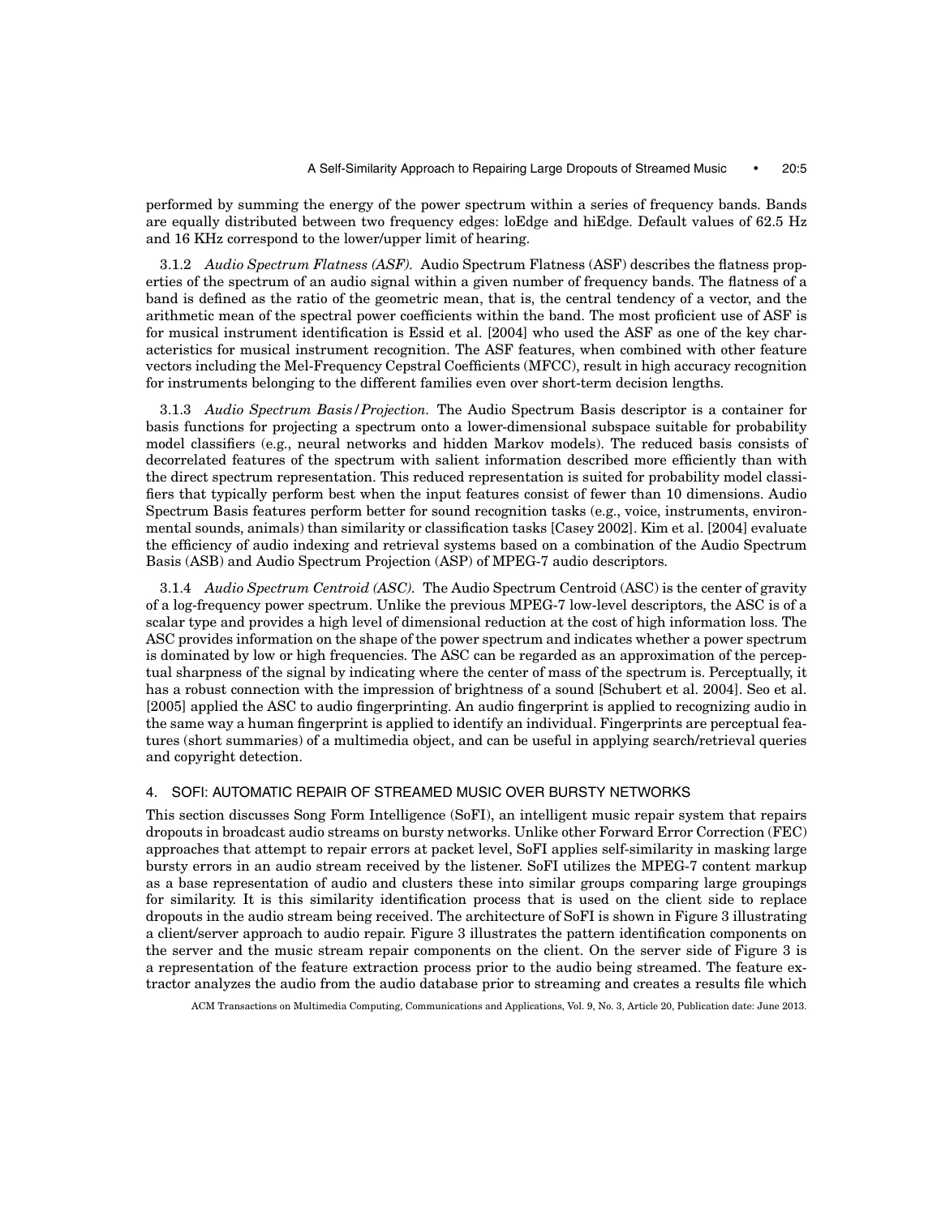performed by summing the energy of the power spectrum within a series of frequency bands. Bands are equally distributed between two frequency edges: loEdge and hiEdge. Default values of 62.5 Hz and 16 KHz correspond to the lower/upper limit of hearing.

#### 3.1.2 *Audio Spectrum Flatness (ASF).*

Audio Spectrum Flatness (ASF) describes the flatness properties of the spectrum of an audio signal within a given number of frequency bands. The flatness of a band is defined as the ratio of the geometric mean, that is, the central tendency of a vector, and the arithmetic mean of the spectral power coefficients within the band. The most proficient use of ASF is for musical instrument identification is Essid et al. [2004] who used the ASF as one of the key characteristics for musical instrument recognition. The ASF features, when combined with other feature vectors including the Mel-Frequency Cepstral Coefficients (MFCC), result in high accuracy recognition for instruments belonging to the different families even over short-term decision lengths.

#### 3.1.3 *Audio Spectrum Basis/Projection.*

The Audio Spectrum Basis descriptor is a container for basis functions for projecting a spectrum onto a lower-dimensional subspace suitable for probability model classifiers (e.g., neural networks and hidden Markov models). The reduced basis consists of decorrelated features of the spectrum with salient information described more efficiently than with the direct spectrum representation. This reduced representation is suited for probability model classifiers that typically perform best when the input features consist of fewer than 10 dimensions. Audio Spectrum Basis features perform better for sound recognition tasks (e.g., voice, instruments, environmental sounds, animals) than similarity or classification tasks [Casey 2002]. Kim et al. [2004] evaluate the efficiency of audio indexing and retrieval systems based on a combination of the Audio Spectrum Basis (ASB) and Audio Spectrum Projection (ASP) of MPEG-7 audio descriptors.

#### 3.1.4 *Audio Spectrum Centroid (ASC).*

The Audio Spectrum Centroid (ASC) is the center of gravity of a log-frequency power spectrum. Unlike the previous MPEG-7 low-level descriptors, the ASC is of a scalar type and provides a high level of dimensional reduction at the cost of high information loss. The ASC provides information on the shape of the power spectrum and indicates whether a power spectrum is dominated by low or high frequencies. The ASC can be regarded as an approximation of the perceptual sharpness of the signal by indicating where the center of mass of the spectrum is. Perceptually, it has a robust connection with the impression of brightness of a sound [Schubert et al. 2004]. Seo et al. [2005] applied the ASC to audio fingerprinting. An audio fingerprint is applied to recognizing audio in the same way a human fingerprint is applied to identify an individual. Fingerprints are perceptual features (short summaries) of a multimedia object, and can be useful in applying search/retrieval queries and copyright detection.

## 4. SOFI: AUTOMATIC REPAIR OF STREAMED MUSIC OVER BURSTY NETWORKS

This section discusses Song Form Intelligence (SoFI), an intelligent music repair system that repairs dropouts in broadcast audio streams on bursty networks. Unlike other Forward Error Correction (FEC) approaches that attempt to repair errors at packet level, SoFI applies self-similarity in masking large bursty errors in an audio stream received by the listener. SoFI utilizes the MPEG-7 content markup as a base representation of audio and clusters these into similar groups comparing large groupings for similarity. It is this similarity identification process that is used on the client side to replace dropouts in the audio stream being received. The architecture of SoFI is shown in Figure 3 illustrating a client/server approach to audio repair. Figure 3 illustrates the pattern identification components on the server and the music stream repair components on the client. On the server side of Figure 3 is a representation of the feature extraction process prior to the audio being streamed. The feature extractor analyzes the audio from the audio database prior to streaming and creates a results file which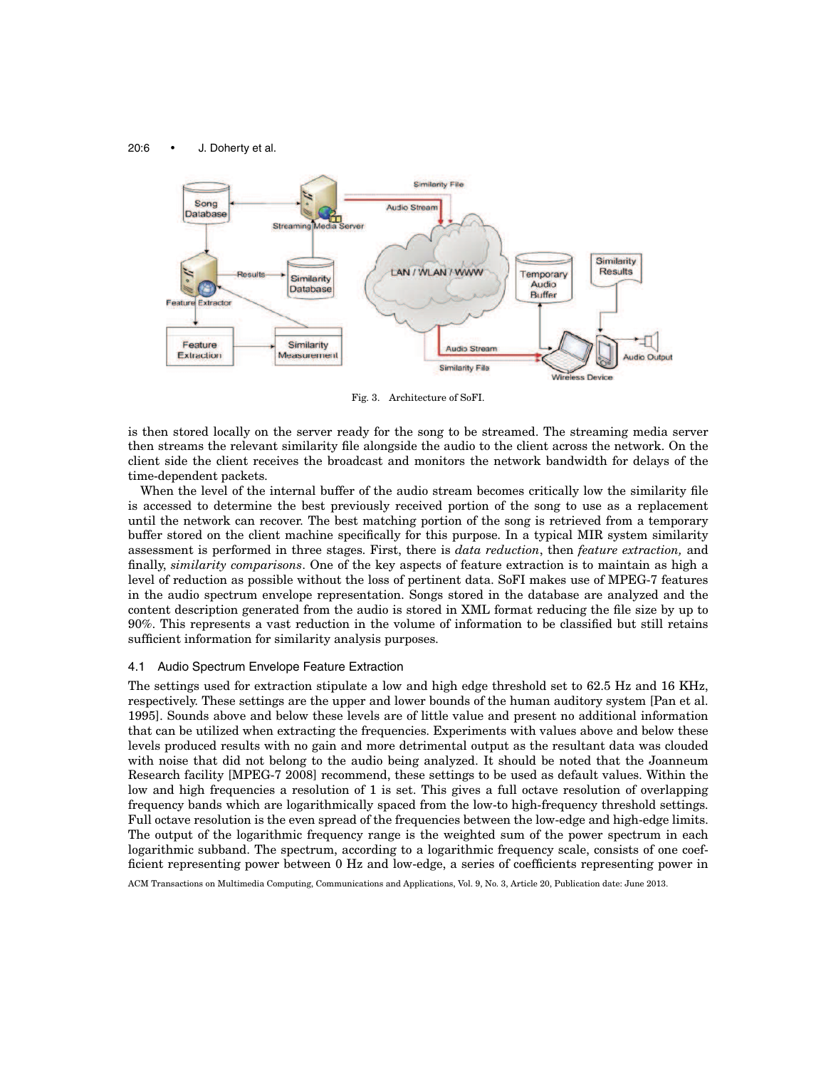Fig. 3. Architecture of SoFI.

is then stored locally on the server ready for the song to be streamed. The streaming media server then streams the relevant similarity file alongside the audio to the client across the network. On the client side the client receives the broadcast and monitors the network bandwidth for delays of the time-dependent packets.

When the level of the internal buffer of the audio stream becomes critically low the similarity file is accessed to determine the best previously received portion of the song to use as a replacement until the network can recover. The best matching portion of the song is retrieved from a temporary buffer stored on the client machine specifically for this purpose. In a typical MIR system similarity assessment is performed in three stages. First, there is *data reduction*, then *feature extraction,* and finally, *similarity comparisons*. One of the key aspects of feature extraction is to maintain as high a level of reduction as possible without the loss of pertinent data. SoFI makes use of MPEG-7 features in the audio spectrum envelope representation. Songs stored in the database are analyzed and the content description generated from the audio is stored in XML format reducing the file size by up to 90%. This represents a vast reduction in the volume of information to be classified but still retains sufficient information for similarity analysis purposes.

### 4.1 Audio Spectrum Envelope Feature Extraction

The settings used for extraction stipulate a low and high edge threshold set to 62.5 Hz and 16 KHz, respectively. These settings are the upper and lower bounds of the human auditory system [Pan et al. 1995]. Sounds above and below these levels are of little value and present no additional information that can be utilized when extracting the frequencies. Experiments with values above and below these levels produced results with no gain and more detrimental output as the resultant data was clouded with noise that did not belong to the audio being analyzed. It should be noted that the Joanneum Research facility [MPEG-7 2008] recommend, these settings to be used as default values. Within the low and high frequencies a resolution of 1 is set. This gives a full octave resolution of overlapping frequency bands which are logarithmically spaced from the low-to high-frequency threshold settings. Full octave resolution is the even spread of the frequencies between the low-edge and high-edge limits. The output of the logarithmic frequency range is the weighted sum of the power spectrum in each logarithmic subband. The spectrum, according to a logarithmic frequency scale, consists of one coefficient representing power between 0 Hz and low-edge, a series of coefficients representing power in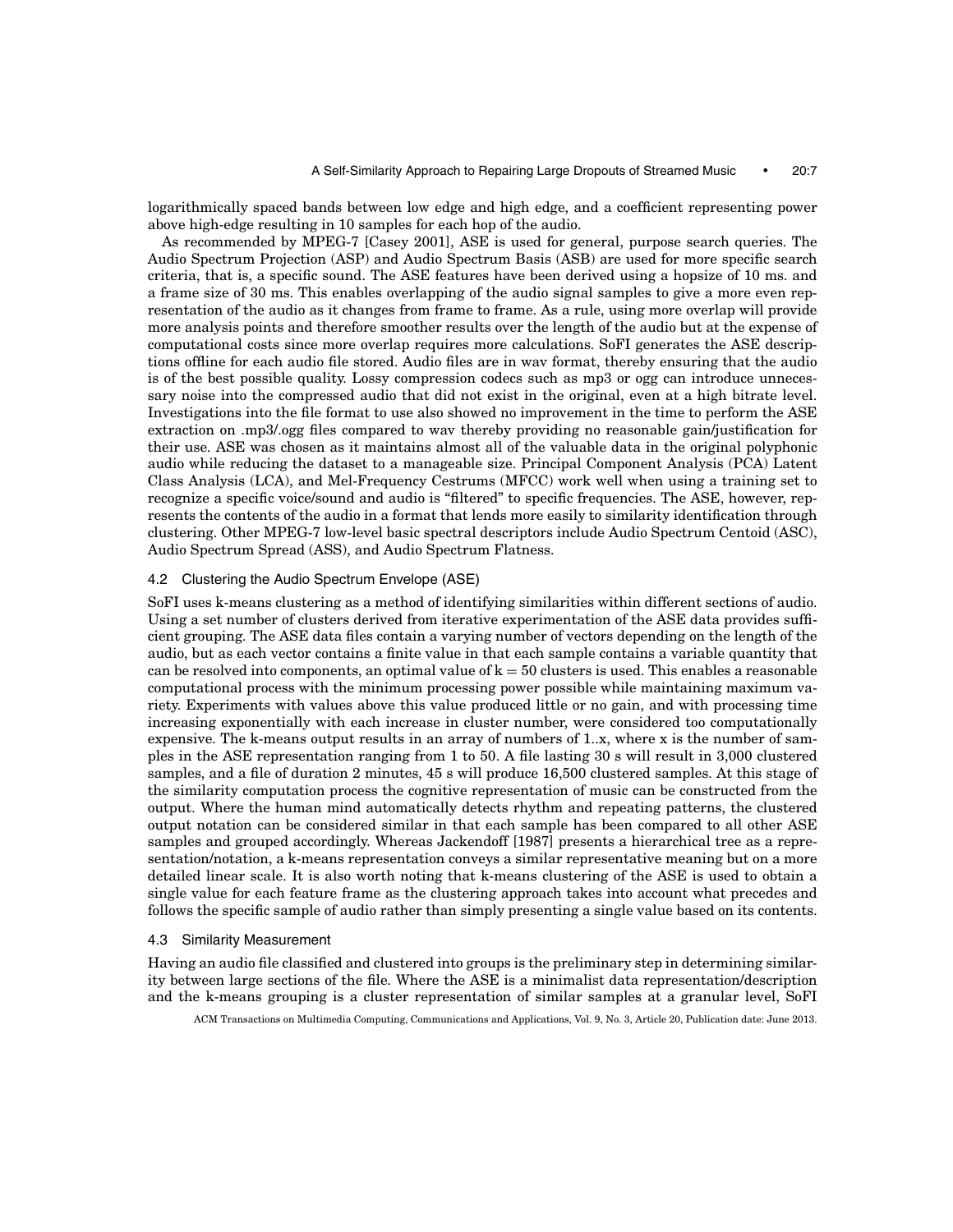logarithmically spaced bands between low edge and high edge, and a coefficient representing power above high-edge resulting in 10 samples for each hop of the audio.

As recommended by MPEG-7 [Casey 2001], ASE is used for general, purpose search queries. The Audio Spectrum Projection (ASP) and Audio Spectrum Basis (ASB) are used for more specific search criteria, that is, a specific sound. The ASE features have been derived using a hopsize of 10 ms. and a frame size of 30 ms. This enables overlapping of the audio signal samples to give a more even representation of the audio as it changes from frame to frame. As a rule, using more overlap will provide more analysis points and therefore smoother results over the length of the audio but at the expense of computational costs since more overlap requires more calculations. SoFI generates the ASE descriptions offline for each audio file stored. Audio files are in wav format, thereby ensuring that the audio is of the best possible quality. Lossy compression codecs such as mp3 or ogg can introduce unnecessary noise into the compressed audio that did not exist in the original, even at a high bitrate level. Investigations into the file format to use also showed no improvement in the time to perform the ASE extraction on .mp3/.ogg files compared to wav thereby providing no reasonable gain/justification for their use. ASE was chosen as it maintains almost all of the valuable data in the original polyphonic audio while reducing the dataset to a manageable size. Principal Component Analysis (PCA) Latent Class Analysis (LCA), and Mel-Frequency Cestrums (MFCC) work well when using a training set to recognize a specific voice/sound and audio is "filtered" to specific frequencies. The ASE, however, represents the contents of the audio in a format that lends more easily to similarity identification through clustering. Other MPEG-7 low-level basic spectral descriptors include Audio Spectrum Centoid (ASC), Audio Spectrum Spread (ASS), and Audio Spectrum Flatness.

### 4.2 Clustering the Audio Spectrum Envelope (ASE)

SoFI uses k-means clustering as a method of identifying similarities within different sections of audio. Using a set number of clusters derived from iterative experimentation of the ASE data provides sufficient grouping. The ASE data files contain a varying number of vectors depending on the length of the audio, but as each vector contains a finite value in that each sample contains a variable quantity that can be resolved into components, an optimal value of $k = 50$ clusters is used. This enables a reasonable computational process with the minimum processing power possible while maintaining maximum variety. Experiments with values above this value produced little or no gain, and with processing time increasing exponentially with each increase in cluster number, were considered too computationally expensive. The k-means output results in an array of numbers of 1..x, where x is the number of samples in the ASE representation ranging from 1 to 50. A file lasting 30 s will result in 3,000 clustered samples, and a file of duration 2 minutes, 45 s will produce 16,500 clustered samples. At this stage of the similarity computation process the cognitive representation of music can be constructed from the output. Where the human mind automatically detects rhythm and repeating patterns, the clustered output notation can be considered similar in that each sample has been compared to all other ASE samples and grouped accordingly. Whereas Jackendoff [1987] presents a hierarchical tree as a representation/notation, a k-means representation conveys a similar representative meaning but on a more detailed linear scale. It is also worth noting that k-means clustering of the ASE is used to obtain a single value for each feature frame as the clustering approach takes into account what precedes and follows the specific sample of audio rather than simply presenting a single value based on its contents.

### 4.3 Similarity Measurement

Having an audio file classified and clustered into groups is the preliminary step in determining similarity between large sections of the file. Where the ASE is a minimalist data representation/description and the k-means grouping is a cluster representation of similar samples at a granular level, SoFI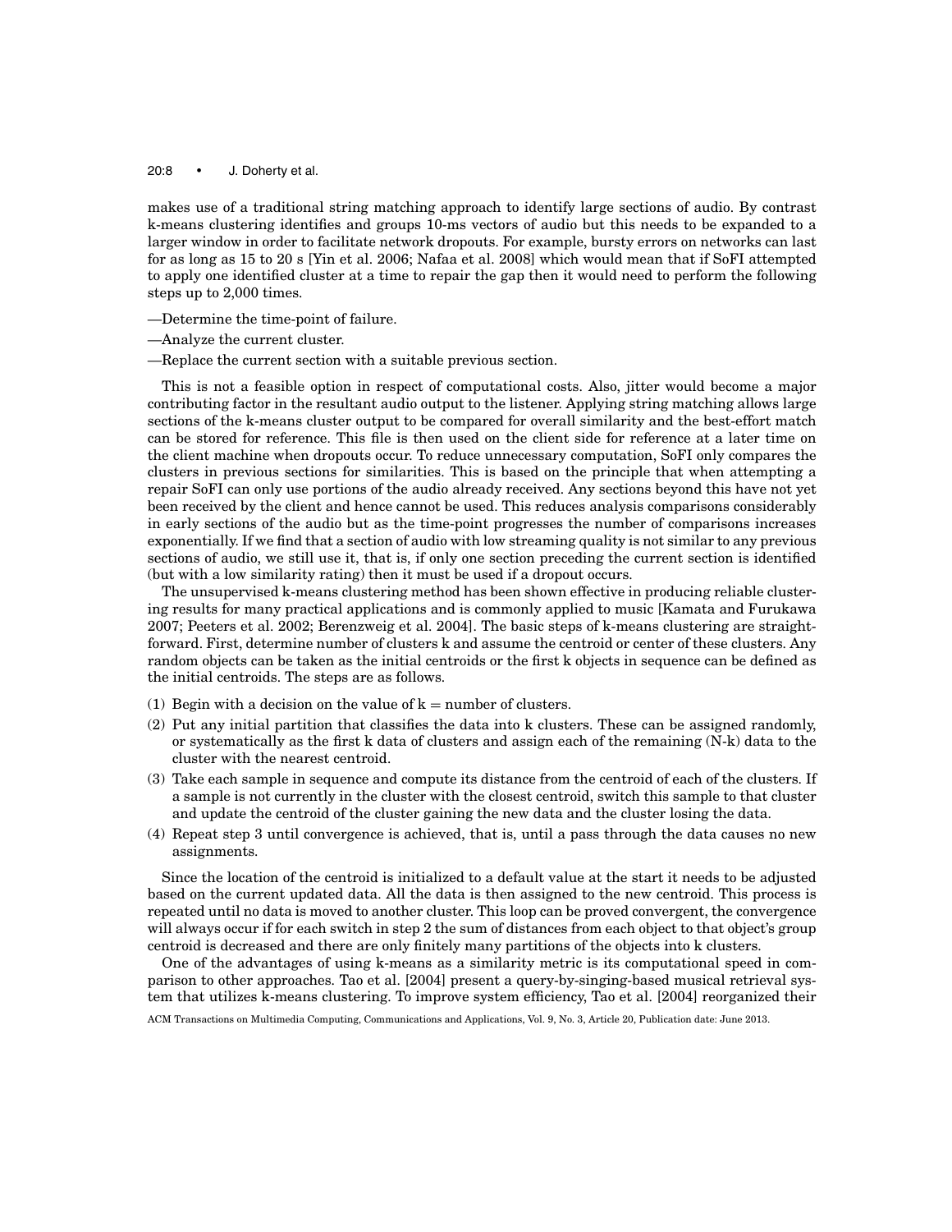makes use of a traditional string matching approach to identify large sections of audio. By contrast k-means clustering identifies and groups 10-ms vectors of audio but this needs to be expanded to a larger window in order to facilitate network dropouts. For example, bursty errors on networks can last for as long as 15 to 20 s [Yin et al. 2006; Nafaa et al. 2008] which would mean that if SoFI attempted to apply one identified cluster at a time to repair the gap then it would need to perform the following steps up to 2,000 times.

—Determine the time-point of failure.

—Analyze the current cluster.

—Replace the current section with a suitable previous section.

This is not a feasible option in respect of computational costs. Also, jitter would become a major contributing factor in the resultant audio output to the listener. Applying string matching allows large sections of the k-means cluster output to be compared for overall similarity and the best-effort match can be stored for reference. This file is then used on the client side for reference at a later time on the client machine when dropouts occur. To reduce unnecessary computation, SoFI only compares the clusters in previous sections for similarities. This is based on the principle that when attempting a repair SoFI can only use portions of the audio already received. Any sections beyond this have not yet been received by the client and hence cannot be used. This reduces analysis comparisons considerably in early sections of the audio but as the time-point progresses the number of comparisons increases exponentially. If we find that a section of audio with low streaming quality is not similar to any previous sections of audio, we still use it, that is, if only one section preceding the current section is identified (but with a low similarity rating) then it must be used if a dropout occurs.

The unsupervised k-means clustering method has been shown effective in producing reliable clustering results for many practical applications and is commonly applied to music [Kamata and Furukawa 2007; Peeters et al. 2002; Berenzweig et al. 2004]. The basic steps of k-means clustering are straightforward. First, determine number of clusters k and assume the centroid or center of these clusters. Any random objects can be taken as the initial centroids or the first k objects in sequence can be defined as the initial centroids. The steps are as follows.

(1) Begin with a decision on the value of k = number of clusters.
(2) Put any initial partition that classifies the data into k clusters. These can be assigned randomly, or systematically as the first k data of clusters and assign each of the remaining (N-k) data to the cluster with the nearest centroid.
(3) Take each sample in sequence and compute its distance from the centroid of each of the clusters. If a sample is not currently in the cluster with the closest centroid, switch this sample to that cluster and update the centroid of the cluster gaining the new data and the cluster losing the data.
(4) Repeat step 3 until convergence is achieved, that is, until a pass through the data causes no new assignments.

Since the location of the centroid is initialized to a default value at the start it needs to be adjusted based on the current updated data. All the data is then assigned to the new centroid. This process is repeated until no data is moved to another cluster. This loop can be proved convergent, the convergence will always occur if for each switch in step 2 the sum of distances from each object to that object's group centroid is decreased and there are only finitely many partitions of the objects into k clusters.

One of the advantages of using k-means as a similarity metric is its computational speed in comparison to other approaches. Tao et al. [2004] present a query-by-singing-based musical retrieval system that utilizes k-means clustering. To improve system efficiency, Tao et al. [2004] reorganized their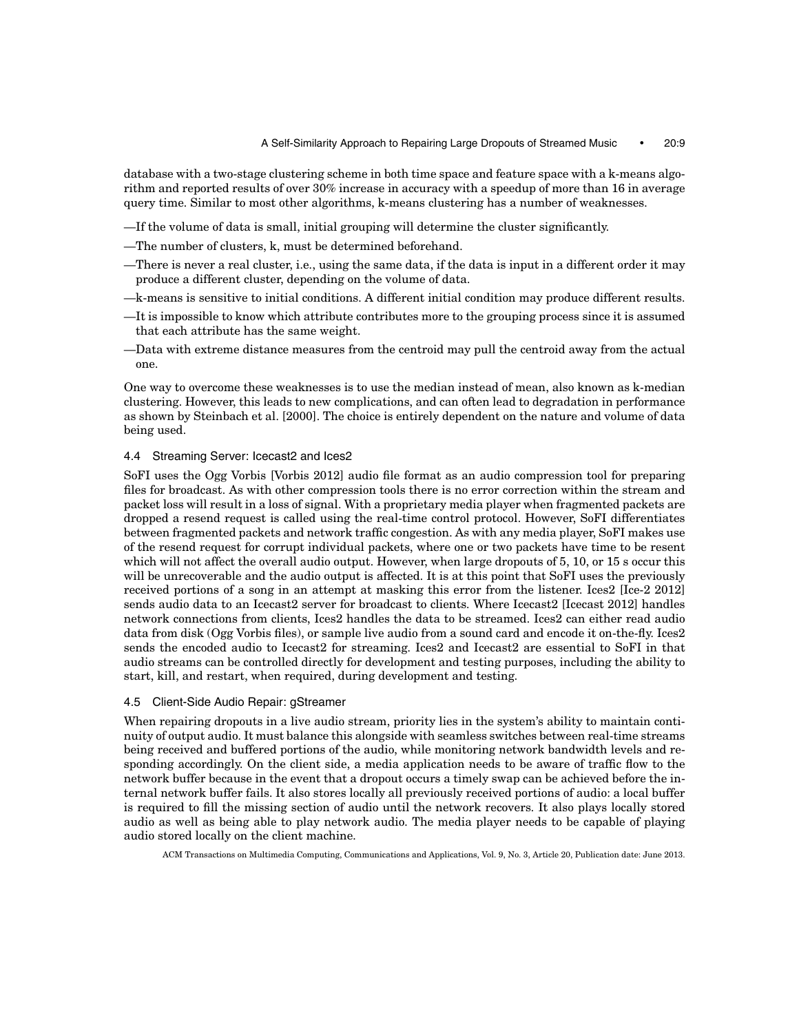database with a two-stage clustering scheme in both time space and feature space with a k-means algorithm and reported results of over 30% increase in accuracy with a speedup of more than 16 in average query time. Similar to most other algorithms, k-means clustering has a number of weaknesses.

- —If the volume of data is small, initial grouping will determine the cluster significantly.
- —The number of clusters, k, must be determined beforehand.
- —There is never a real cluster, i.e., using the same data, if the data is input in a different order it may produce a different cluster, depending on the volume of data.
- —k-means is sensitive to initial conditions. A different initial condition may produce different results.
- —It is impossible to know which attribute contributes more to the grouping process since it is assumed that each attribute has the same weight.
- —Data with extreme distance measures from the centroid may pull the centroid away from the actual one.

One way to overcome these weaknesses is to use the median instead of mean, also known as k-median clustering. However, this leads to new complications, and can often lead to degradation in performance as shown by Steinbach et al. [2000]. The choice is entirely dependent on the nature and volume of data being used.

### 4.4 Streaming Server: Icecast2 and Ices2

SoFI uses the Ogg Vorbis [Vorbis 2012] audio file format as an audio compression tool for preparing files for broadcast. As with other compression tools there is no error correction within the stream and packet loss will result in a loss of signal. With a proprietary media player when fragmented packets are dropped a resend request is called using the real-time control protocol. However, SoFI differentiates between fragmented packets and network traffic congestion. As with any media player, SoFI makes use of the resend request for corrupt individual packets, where one or two packets have time to be resent which will not affect the overall audio output. However, when large dropouts of 5, 10, or 15 s occur this will be unrecoverable and the audio output is affected. It is at this point that SoFI uses the previously received portions of a song in an attempt at masking this error from the listener. Ices2 [Ice-2 2012] sends audio data to an Icecast2 server for broadcast to clients. Where Icecast2 [Icecast 2012] handles network connections from clients, Ices2 handles the data to be streamed. Ices2 can either read audio data from disk (Ogg Vorbis files), or sample live audio from a sound card and encode it on-the-fly. Ices2 sends the encoded audio to Icecast2 for streaming. Ices2 and Icecast2 are essential to SoFI in that audio streams can be controlled directly for development and testing purposes, including the ability to start, kill, and restart, when required, during development and testing.

### 4.5 Client-Side Audio Repair: gStreamer

When repairing dropouts in a live audio stream, priority lies in the system's ability to maintain continuity of output audio. It must balance this alongside with seamless switches between real-time streams being received and buffered portions of the audio, while monitoring network bandwidth levels and responding accordingly. On the client side, a media application needs to be aware of traffic flow to the network buffer because in the event that a dropout occurs a timely swap can be achieved before the internal network buffer fails. It also stores locally all previously received portions of audio: a local buffer is required to fill the missing section of audio until the network recovers. It also plays locally stored audio as well as being able to play network audio. The media player needs to be capable of playing audio stored locally on the client machine.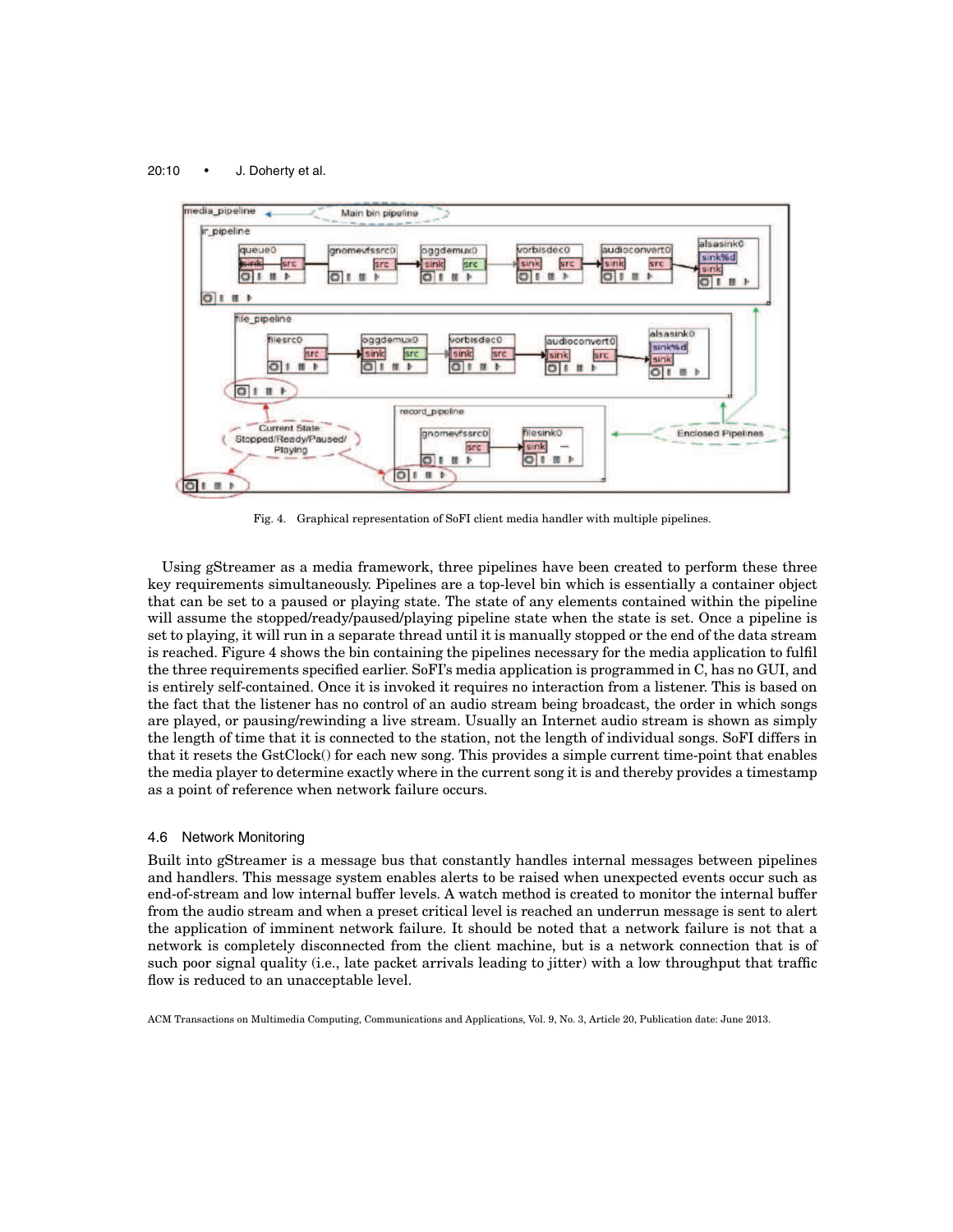media_pipeline
Main bin pipeline
ir_pipeline
queue0
sink
src
gnomevfssrc0
src
oggdemux0
sink
src
vorbisdec0
sink
src
audioconvert0
sink
src
alsasink0
sink%d
sink
file_pipeline
filesrc0
src
oggdemux0
sink
src
vorbisdec0
sink
src
audioconvert0
sink
src
alsasink0
sink%d
sink
record_pipeline
gnomevfssrc0
src
filesink0
sink
Current State
Stopped/Ready/Paused/
Playing
Enclosed Pipelines

Fig. 4. Graphical representation of SoFI client media handler with multiple pipelines.

Using gStreamer as a media framework, three pipelines have been created to perform these three key requirements simultaneously. Pipelines are a top-level bin which is essentially a container object that can be set to a paused or playing state. The state of any elements contained within the pipeline will assume the stopped/ready/paused/playing pipeline state when the state is set. Once a pipeline is set to playing, it will run in a separate thread until it is manually stopped or the end of the data stream is reached. Figure 4 shows the bin containing the pipelines necessary for the media application to fulfil the three requirements specified earlier. SoFI's media application is programmed in C, has no GUI, and is entirely self-contained. Once it is invoked it requires no interaction from a listener. This is based on the fact that the listener has no control of an audio stream being broadcast, the order in which songs are played, or pausing/rewinding a live stream. Usually an Internet audio stream is shown as simply the length of time that it is connected to the station, not the length of individual songs. SoFI differs in that it resets the GstClock() for each new song. This provides a simple current time-point that enables the media player to determine exactly where in the current song it is and thereby provides a timestamp as a point of reference when network failure occurs.

### 4.6 Network Monitoring

Built into gStreamer is a message bus that constantly handles internal messages between pipelines and handlers. This message system enables alerts to be raised when unexpected events occur such as end-of-stream and low internal buffer levels. A watch method is created to monitor the internal buffer from the audio stream and when a preset critical level is reached an underrun message is sent to alert the application of imminent network failure. It should be noted that a network failure is not that a network is completely disconnected from the client machine, but is a network connection that is of such poor signal quality (i.e., late packet arrivals leading to jitter) with a low throughput that traffic flow is reduced to an unacceptable level.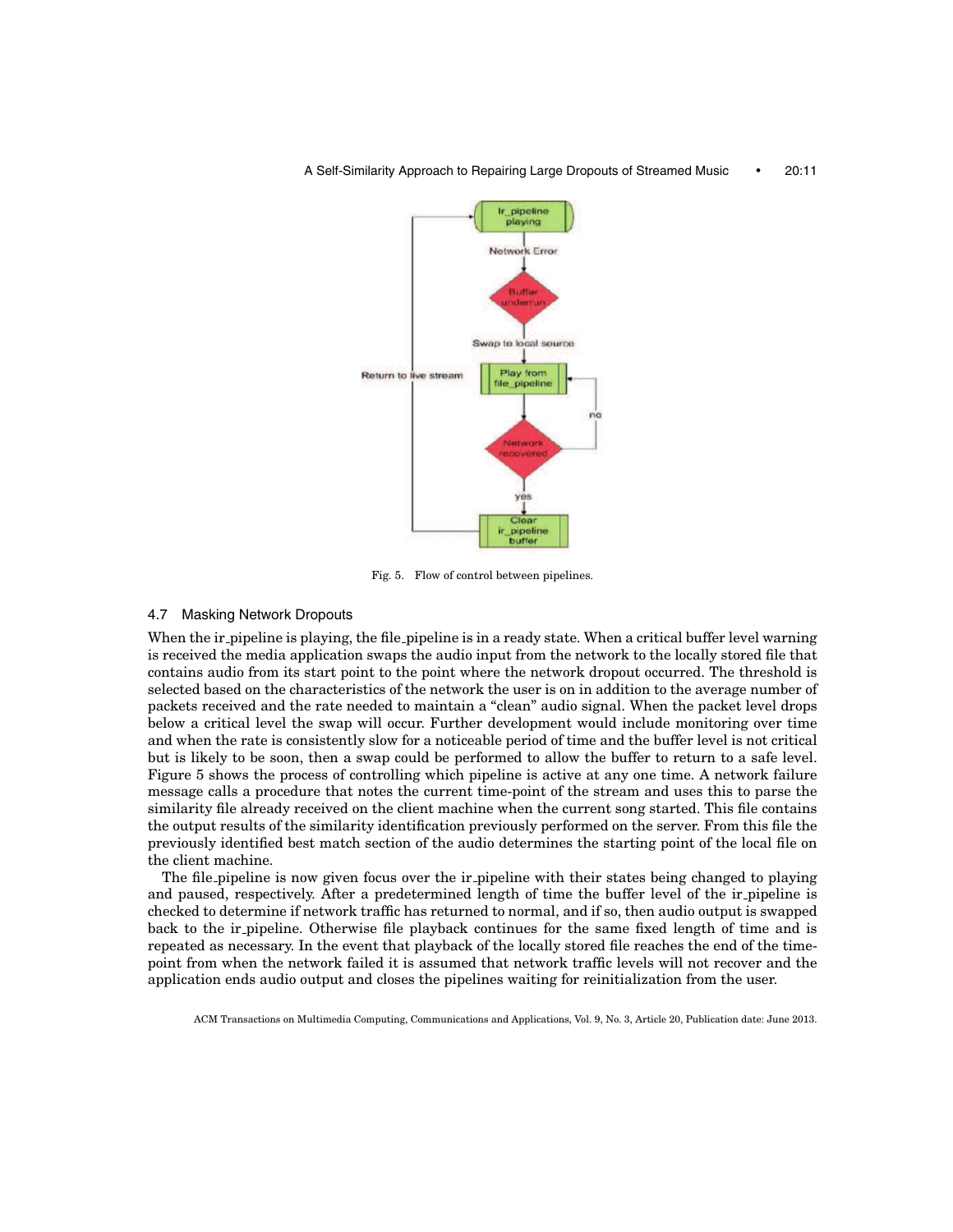Fig. 5. Flow of control between pipelines.

### 4.7 Masking Network Dropouts

When the ir_pipeline is playing, the file_pipeline is in a ready state. When a critical buffer level warning is received the media application swaps the audio input from the network to the locally stored file that contains audio from its start point to the point where the network dropout occurred. The threshold is selected based on the characteristics of the network the user is on in addition to the average number of packets received and the rate needed to maintain a "clean" audio signal. When the packet level drops below a critical level the swap will occur. Further development would include monitoring over time and when the rate is consistently slow for a noticeable period of time and the buffer level is not critical but is likely to be soon, then a swap could be performed to allow the buffer to return to a safe level. Figure 5 shows the process of controlling which pipeline is active at any one time. A network failure message calls a procedure that notes the current time-point of the stream and uses this to parse the similarity file already received on the client machine when the current song started. This file contains the output results of the similarity identification previously performed on the server. From this file the previously identified best match section of the audio determines the starting point of the local file on the client machine.

The file_pipeline is now given focus over the ir_pipeline with their states being changed to playing and paused, respectively. After a predetermined length of time the buffer level of the ir_pipeline is checked to determine if network traffic has returned to normal, and if so, then audio output is swapped back to the ir_pipeline. Otherwise file playback continues for the same fixed length of time and is repeated as necessary. In the event that playback of the locally stored file reaches the end of the time-point from when the network failed it is assumed that network traffic levels will not recover and the application ends audio output and closes the pipelines waiting for reinitialization from the user.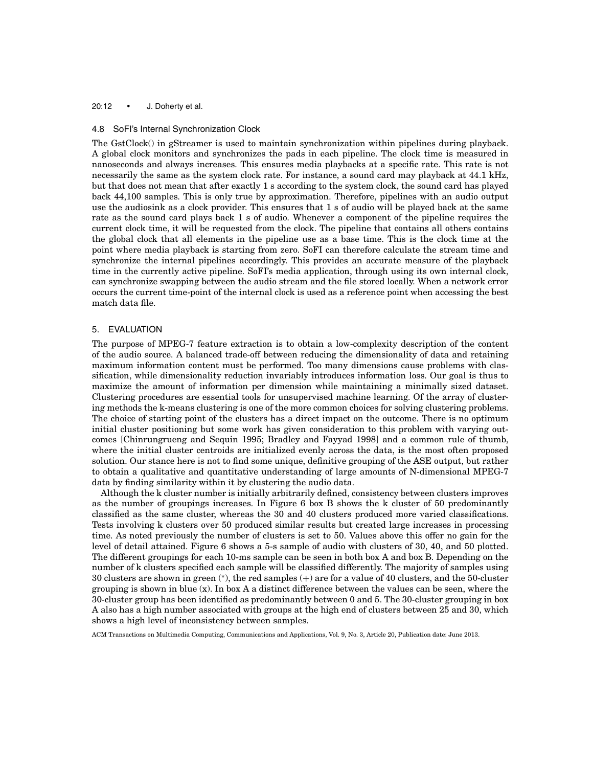### 4.8 SoFI's Internal Synchronization Clock

The GstClock() in gStreamer is used to maintain synchronization within pipelines during playback. A global clock monitors and synchronizes the pads in each pipeline. The clock time is measured in nanoseconds and always increases. This ensures media playbacks at a specific rate. This rate is not necessarily the same as the system clock rate. For instance, a sound card may playback at 44.1 kHz, but that does not mean that after exactly 1 s according to the system clock, the sound card has played back 44,100 samples. This is only true by approximation. Therefore, pipelines with an audio output use the audiosink as a clock provider. This ensures that 1 s of audio will be played back at the same rate as the sound card plays back 1 s of audio. Whenever a component of the pipeline requires the current clock time, it will be requested from the clock. The pipeline that contains all others contains the global clock that all elements in the pipeline use as a base time. This is the clock time at the point where media playback is starting from zero. SoFI can therefore calculate the stream time and synchronize the internal pipelines accordingly. This provides an accurate measure of the playback time in the currently active pipeline. SoFI's media application, through using its own internal clock, can synchronize swapping between the audio stream and the file stored locally. When a network error occurs the current time-point of the internal clock is used as a reference point when accessing the best match data file.

## 5. EVALUATION

The purpose of MPEG-7 feature extraction is to obtain a low-complexity description of the content of the audio source. A balanced trade-off between reducing the dimensionality of data and retaining maximum information content must be performed. Too many dimensions cause problems with classification, while dimensionality reduction invariably introduces information loss. Our goal is thus to maximize the amount of information per dimension while maintaining a minimally sized dataset. Clustering procedures are essential tools for unsupervised machine learning. Of the array of clustering methods the k-means clustering is one of the more common choices for solving clustering problems. The choice of starting point of the clusters has a direct impact on the outcome. There is no optimum initial cluster positioning but some work has given consideration to this problem with varying outcomes [Chinrungrueng and Sequin 1995; Bradley and Fayyad 1998] and a common rule of thumb, where the initial cluster centroids are initialized evenly across the data, is the most often proposed solution. Our stance here is not to find some unique, definitive grouping of the ASE output, but rather to obtain a qualitative and quantitative understanding of large amounts of N-dimensional MPEG-7 data by finding similarity within it by clustering the audio data.

Although the k cluster number is initially arbitrarily defined, consistency between clusters improves as the number of groupings increases. In Figure 6 box B shows the k cluster of 50 predominantly classified as the same cluster, whereas the 30 and 40 clusters produced more varied classifications. Tests involving k clusters over 50 produced similar results but created large increases in processing time. As noted previously the number of clusters is set to 50. Values above this offer no gain for the level of detail attained. Figure 6 shows a 5-s sample of audio with clusters of 30, 40, and 50 plotted. The different groupings for each 10-ms sample can be seen in both box A and box B. Depending on the number of k clusters specified each sample will be classified differently. The majority of samples using 30 clusters are shown in green (*), the red samples (+) are for a value of 40 clusters, and the 50-cluster grouping is shown in blue (x). In box A a distinct difference between the values can be seen, where the 30-cluster group has been identified as predominantly between 0 and 5. The 30-cluster grouping in box A also has a high number associated with groups at the high end of clusters between 25 and 30, which shows a high level of inconsistency between samples.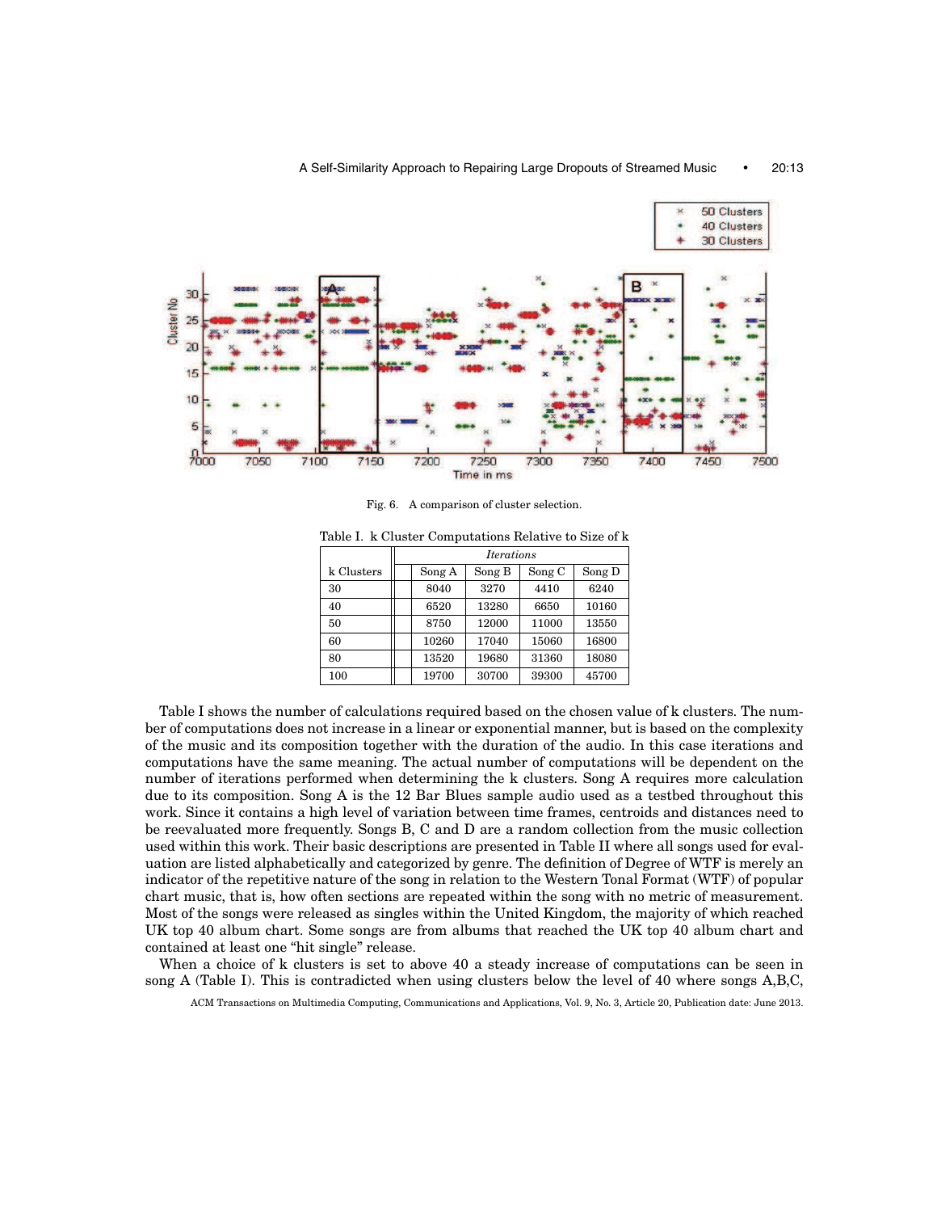Fig. 6. A comparison of cluster selection.

Table I. k Cluster Computations Relative to Size of k

| k Clusters | *Iterations* | | | |
|---|---|---|---|---|
| | Song A | Song B | Song C | Song D |
| 30 | 8040 | 3270 | 4410 | 6240 |
| 40 | 6520 | 13280 | 6650 | 10160 |
| 50 | 8750 | 12000 | 11000 | 13550 |
| 60 | 10260 | 17040 | 15060 | 16800 |
| 80 | 13520 | 19680 | 31360 | 18080 |
| 100 | 19700 | 30700 | 39300 | 45700 |

Table I shows the number of calculations required based on the chosen value of k clusters. The number of computations does not increase in a linear or exponential manner, but is based on the complexity of the music and its composition together with the duration of the audio. In this case iterations and computations have the same meaning. The actual number of computations will be dependent on the number of iterations performed when determining the k clusters. Song A requires more calculation due to its composition. Song A is the 12 Bar Blues sample audio used as a testbed throughout this work. Since it contains a high level of variation between time frames, centroids and distances need to be reevaluated more frequently. Songs B, C and D are a random collection from the music collection used within this work. Their basic descriptions are presented in Table II where all songs used for evaluation are listed alphabetically and categorized by genre. The definition of Degree of WTF is merely an indicator of the repetitive nature of the song in relation to the Western Tonal Format (WTF) of popular chart music, that is, how often sections are repeated within the song with no metric of measurement. Most of the songs were released as singles within the United Kingdom, the majority of which reached UK top 40 album chart. Some songs are from albums that reached the UK top 40 album chart and contained at least one "hit single" release.

When a choice of k clusters is set to above 40 a steady increase of computations can be seen in song A (Table I). This is contradicted when using clusters below the level of 40 where songs A,B,C,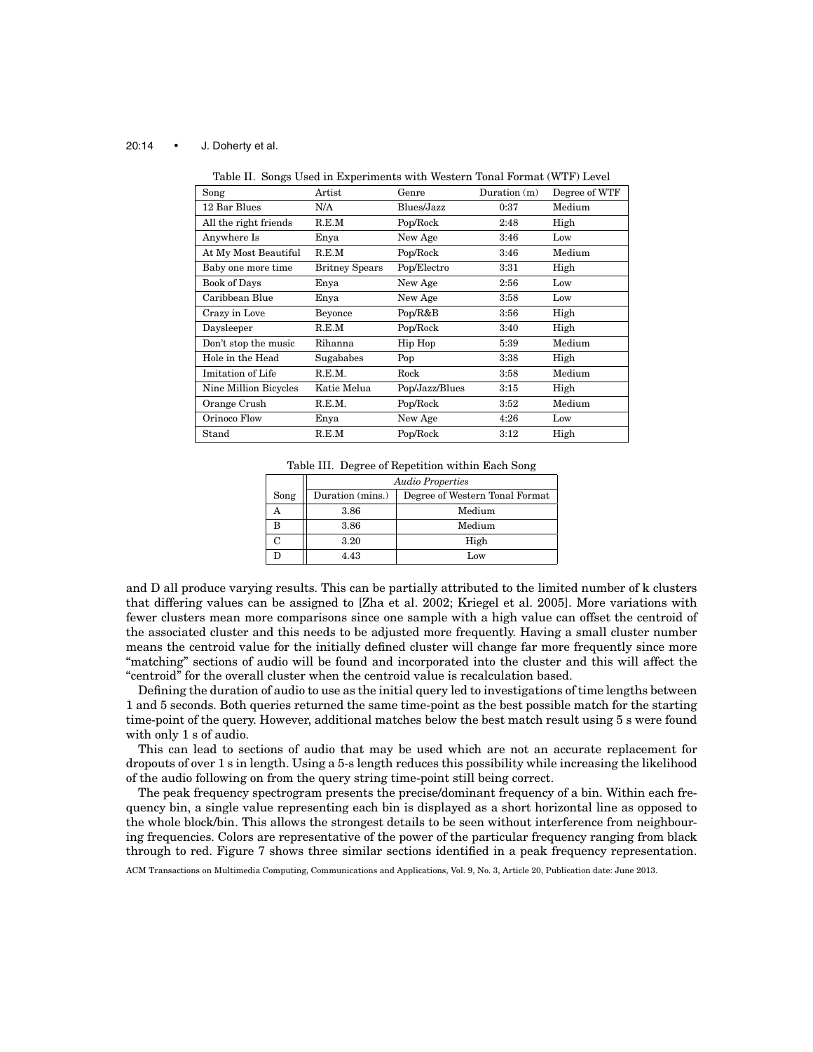Table II. Songs Used in Experiments with Western Tonal Format (WTF) Level

| Song | Artist | Genre | Duration (m) | Degree of WTF |
|---|---|---|---|---|
| 12 Bar Blues | N/A | Blues/Jazz | 0:37 | Medium |
| All the right friends | R.E.M | Pop/Rock | 2:48 | High |
| Anywhere Is | Enya | New Age | 3:46 | Low |
| At My Most Beautiful | R.E.M | Pop/Rock | 3:46 | Medium |
| Baby one more time | Britney Spears | Pop/Electro | 3:31 | High |
| Book of Days | Enya | New Age | 2:56 | Low |
| Caribbean Blue | Enya | New Age | 3:58 | Low |
| Crazy in Love | Beyonce | Pop/R&B | 3:56 | High |
| Daysleeper | R.E.M | Pop/Rock | 3:40 | High |
| Don't stop the music | Rihanna | Hip Hop | 5:39 | Medium |
| Hole in the Head | Sugababes | Pop | 3:38 | High |
| Imitation of Life | R.E.M. | Rock | 3:58 | Medium |
| Nine Million Bicycles | Katie Melua | Pop/Jazz/Blues | 3:15 | High |
| Orange Crush | R.E.M. | Pop/Rock | 3:52 | Medium |
| Orinoco Flow | Enya | New Age | 4:26 | Low |
| Stand | R.E.M | Pop/Rock | 3:12 | High |

Table III. Degree of Repetition within Each Song

| | *Audio Properties* | |
|---|---|---|
| Song | Duration (mins.) | Degree of Western Tonal Format |
| A | 3.86 | Medium |
| B | 3.86 | Medium |
| C | 3.20 | High |
| D | 4.43 | Low |

and D all produce varying results. This can be partially attributed to the limited number of k clusters that differing values can be assigned to [Zha et al. 2002; Kriegel et al. 2005]. More variations with fewer clusters mean more comparisons since one sample with a high value can offset the centroid of the associated cluster and this needs to be adjusted more frequently. Having a small cluster number means the centroid value for the initially defined cluster will change far more frequently since more "matching" sections of audio will be found and incorporated into the cluster and this will affect the "centroid" for the overall cluster when the centroid value is recalculation based.

Defining the duration of audio to use as the initial query led to investigations of time lengths between 1 and 5 seconds. Both queries returned the same time-point as the best possible match for the starting time-point of the query. However, additional matches below the best match result using 5 s were found with only 1 s of audio.

This can lead to sections of audio that may be used which are not an accurate replacement for dropouts of over 1 s in length. Using a 5-s length reduces this possibility while increasing the likelihood of the audio following on from the query string time-point still being correct.

The peak frequency spectrogram presents the precise/dominant frequency of a bin. Within each frequency bin, a single value representing each bin is displayed as a short horizontal line as opposed to the whole block/bin. This allows the strongest details to be seen without interference from neighbouring frequencies. Colors are representative of the power of the particular frequency ranging from black through to red. Figure 7 shows three similar sections identified in a peak frequency representation.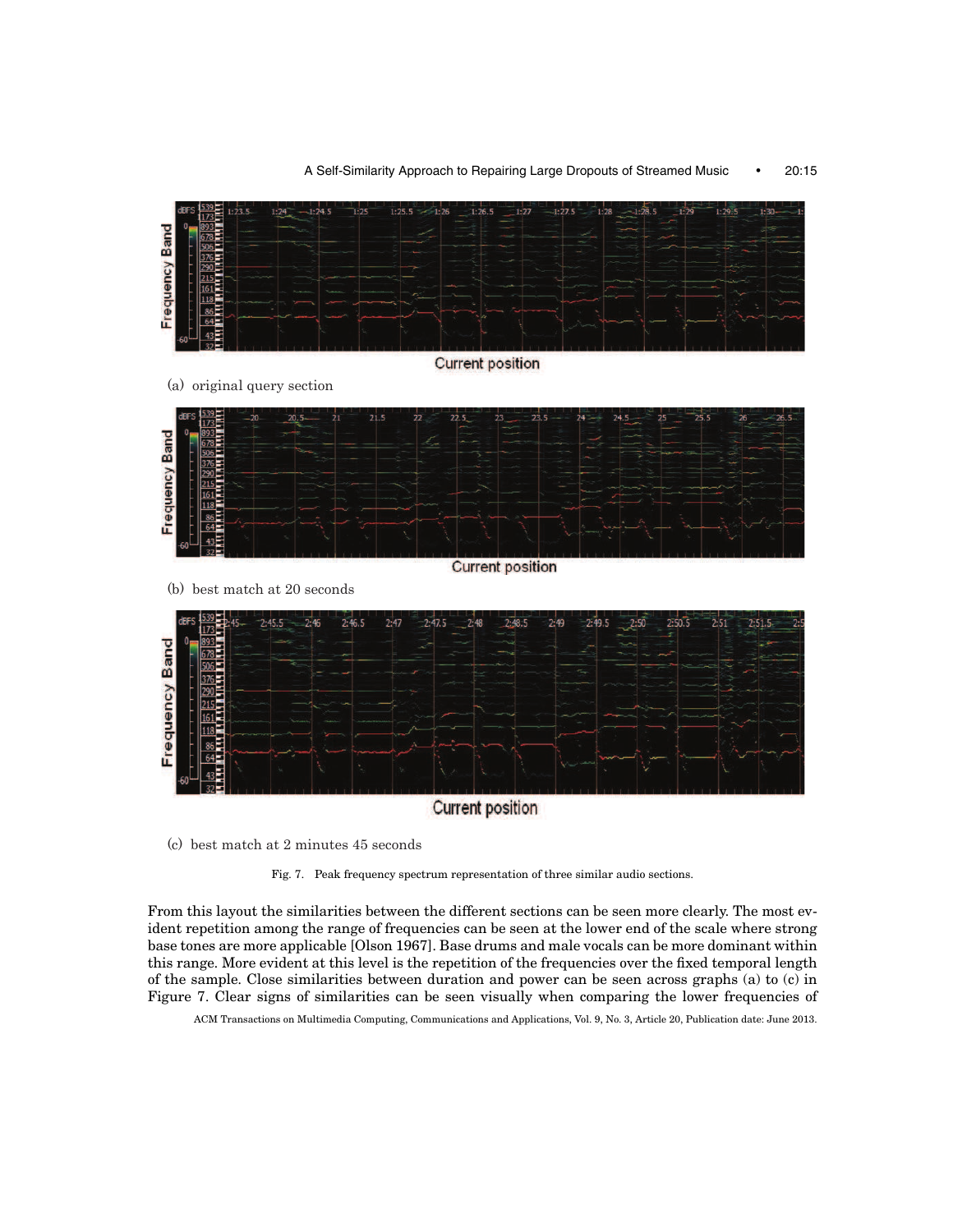(a) original query section

(b) best match at 20 seconds

(c) best match at 2 minutes 45 seconds

Fig. 7. Peak frequency spectrum representation of three similar audio sections.

From this layout the similarities between the different sections can be seen more clearly. The most evident repetition among the range of frequencies can be seen at the lower end of the scale where strong base tones are more applicable [Olson 1967]. Base drums and male vocals can be more dominant within this range. More evident at this level is the repetition of the frequencies over the fixed temporal length of the sample. Close similarities between duration and power can be seen across graphs (a) to (c) in Figure 7. Clear signs of similarities can be seen visually when comparing the lower frequencies of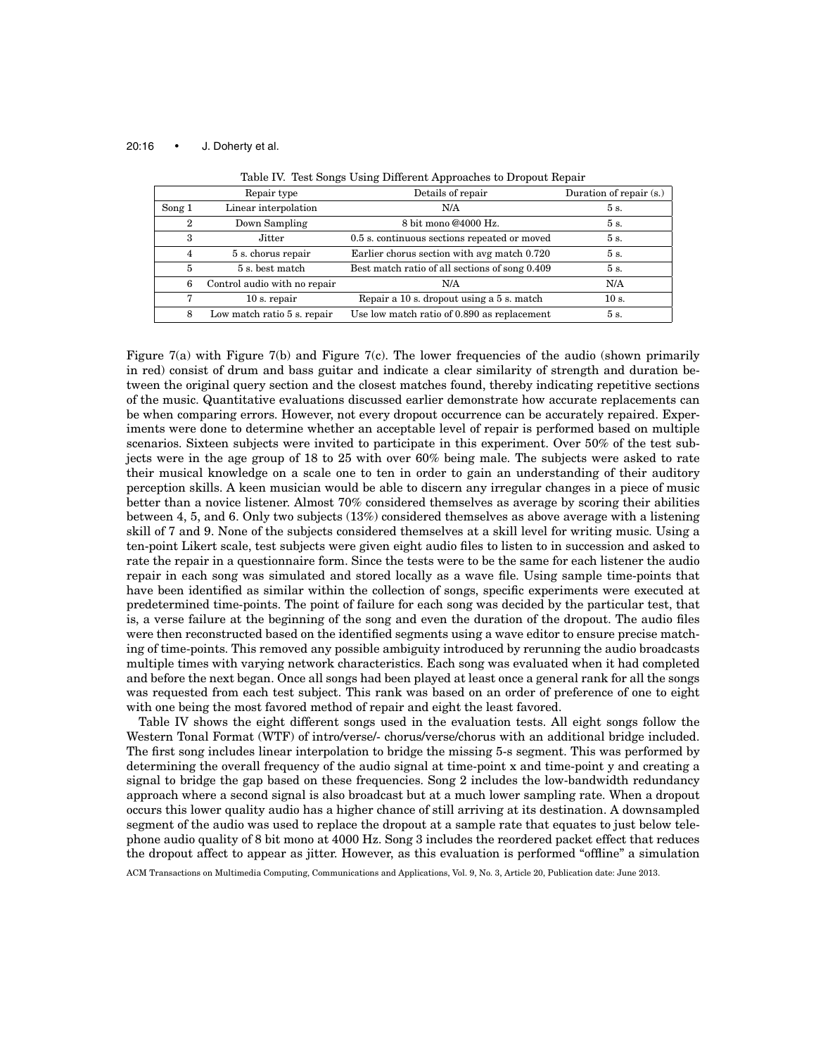Table IV. Test Songs Using Different Approaches to Dropout Repair

| | Repair type | Details of repair | Duration of repair (s.) |
|---|---|---|---|
| Song 1 | Linear interpolation | N/A | 5 s. |
| 2 | Down Sampling | 8 bit mono @4000 Hz. | 5 s. |
| 3 | Jitter | 0.5 s. continuous sections repeated or moved | 5 s. |
| 4 | 5 s. chorus repair | Earlier chorus section with avg match 0.720 | 5 s. |
| 5 | 5 s. best match | Best match ratio of all sections of song 0.409 | 5 s. |
| 6 | Control audio with no repair | N/A | N/A |
| 7 | 10 s. repair | Repair a 10 s. dropout using a 5 s. match | 10 s. |
| 8 | Low match ratio 5 s. repair | Use low match ratio of 0.890 as replacement | 5 s. |

Figure 7(a) with Figure 7(b) and Figure 7(c). The lower frequencies of the audio (shown primarily in red) consist of drum and bass guitar and indicate a clear similarity of strength and duration between the original query section and the closest matches found, thereby indicating repetitive sections of the music. Quantitative evaluations discussed earlier demonstrate how accurate replacements can be when comparing errors. However, not every dropout occurrence can be accurately repaired. Experiments were done to determine whether an acceptable level of repair is performed based on multiple scenarios. Sixteen subjects were invited to participate in this experiment. Over 50% of the test subjects were in the age group of 18 to 25 with over 60% being male. The subjects were asked to rate their musical knowledge on a scale one to ten in order to gain an understanding of their auditory perception skills. A keen musician would be able to discern any irregular changes in a piece of music better than a novice listener. Almost 70% considered themselves as average by scoring their abilities between 4, 5, and 6. Only two subjects (13%) considered themselves as above average with a listening skill of 7 and 9. None of the subjects considered themselves at a skill level for writing music. Using a ten-point Likert scale, test subjects were given eight audio files to listen to in succession and asked to rate the repair in a questionnaire form. Since the tests were to be the same for each listener the audio repair in each song was simulated and stored locally as a wave file. Using sample time-points that have been identified as similar within the collection of songs, specific experiments were executed at predetermined time-points. The point of failure for each song was decided by the particular test, that is, a verse failure at the beginning of the song and even the duration of the dropout. The audio files were then reconstructed based on the identified segments using a wave editor to ensure precise matching of time-points. This removed any possible ambiguity introduced by rerunning the audio broadcasts multiple times with varying network characteristics. Each song was evaluated when it had completed and before the next began. Once all songs had been played at least once a general rank for all the songs was requested from each test subject. This rank was based on an order of preference of one to eight with one being the most favored method of repair and eight the least favored.

Table IV shows the eight different songs used in the evaluation tests. All eight songs follow the Western Tonal Format (WTF) of intro/verse/- chorus/verse/chorus with an additional bridge included. The first song includes linear interpolation to bridge the missing 5-s segment. This was performed by determining the overall frequency of the audio signal at time-point x and time-point y and creating a signal to bridge the gap based on these frequencies. Song 2 includes the low-bandwidth redundancy approach where a second signal is also broadcast but at a much lower sampling rate. When a dropout occurs this lower quality audio has a higher chance of still arriving at its destination. A downsampled segment of the audio was used to replace the dropout at a sample rate that equates to just below telephone audio quality of 8 bit mono at 4000 Hz. Song 3 includes the reordered packet effect that reduces the dropout affect to appear as jitter. However, as this evaluation is performed "offline" a simulation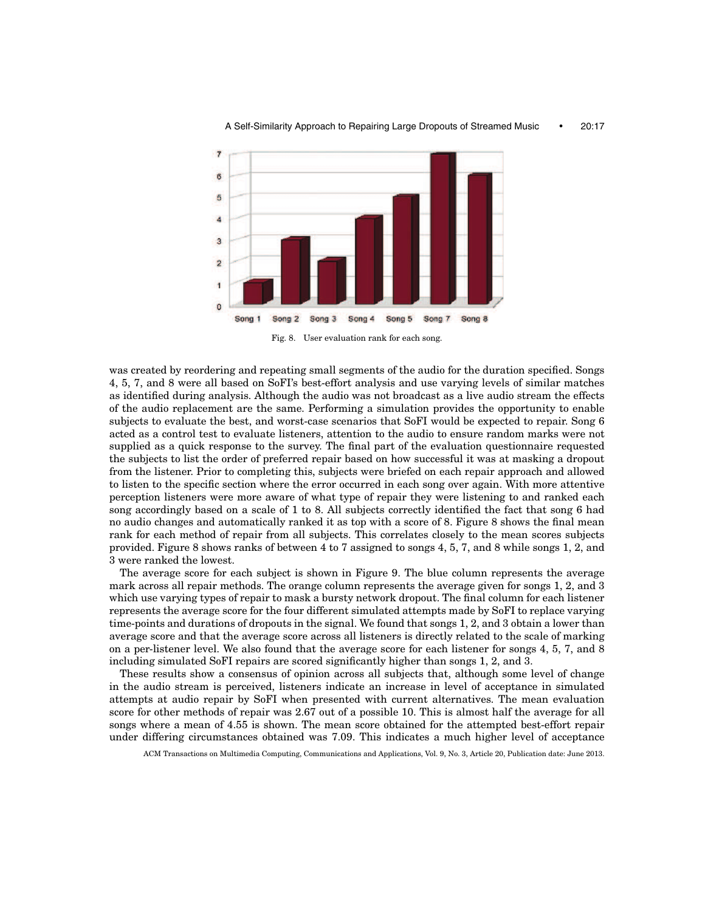Fig. 8. User evaluation rank for each song.

was created by reordering and repeating small segments of the audio for the duration specified. Songs 4, 5, 7, and 8 were all based on SoFI's best-effort analysis and use varying levels of similar matches as identified during analysis. Although the audio was not broadcast as a live audio stream the effects of the audio replacement are the same. Performing a simulation provides the opportunity to enable subjects to evaluate the best, and worst-case scenarios that SoFI would be expected to repair. Song 6 acted as a control test to evaluate listeners, attention to the audio to ensure random marks were not supplied as a quick response to the survey. The final part of the evaluation questionnaire requested the subjects to list the order of preferred repair based on how successful it was at masking a dropout from the listener. Prior to completing this, subjects were briefed on each repair approach and allowed to listen to the specific section where the error occurred in each song over again. With more attentive perception listeners were more aware of what type of repair they were listening to and ranked each song accordingly based on a scale of 1 to 8. All subjects correctly identified the fact that song 6 had no audio changes and automatically ranked it as top with a score of 8. Figure 8 shows the final mean rank for each method of repair from all subjects. This correlates closely to the mean scores subjects provided. Figure 8 shows ranks of between 4 to 7 assigned to songs 4, 5, 7, and 8 while songs 1, 2, and 3 were ranked the lowest.

The average score for each subject is shown in Figure 9. The blue column represents the average mark across all repair methods. The orange column represents the average given for songs 1, 2, and 3 which use varying types of repair to mask a bursty network dropout. The final column for each listener represents the average score for the four different simulated attempts made by SoFI to replace varying time-points and durations of dropouts in the signal. We found that songs 1, 2, and 3 obtain a lower than average score and that the average score across all listeners is directly related to the scale of marking on a per-listener level. We also found that the average score for each listener for songs 4, 5, 7, and 8 including simulated SoFI repairs are scored significantly higher than songs 1, 2, and 3.

These results show a consensus of opinion across all subjects that, although some level of change in the audio stream is perceived, listeners indicate an increase in level of acceptance in simulated attempts at audio repair by SoFI when presented with current alternatives. The mean evaluation score for other methods of repair was 2.67 out of a possible 10. This is almost half the average for all songs where a mean of 4.55 is shown. The mean score obtained for the attempted best-effort repair under differing circumstances obtained was 7.09. This indicates a much higher level of acceptance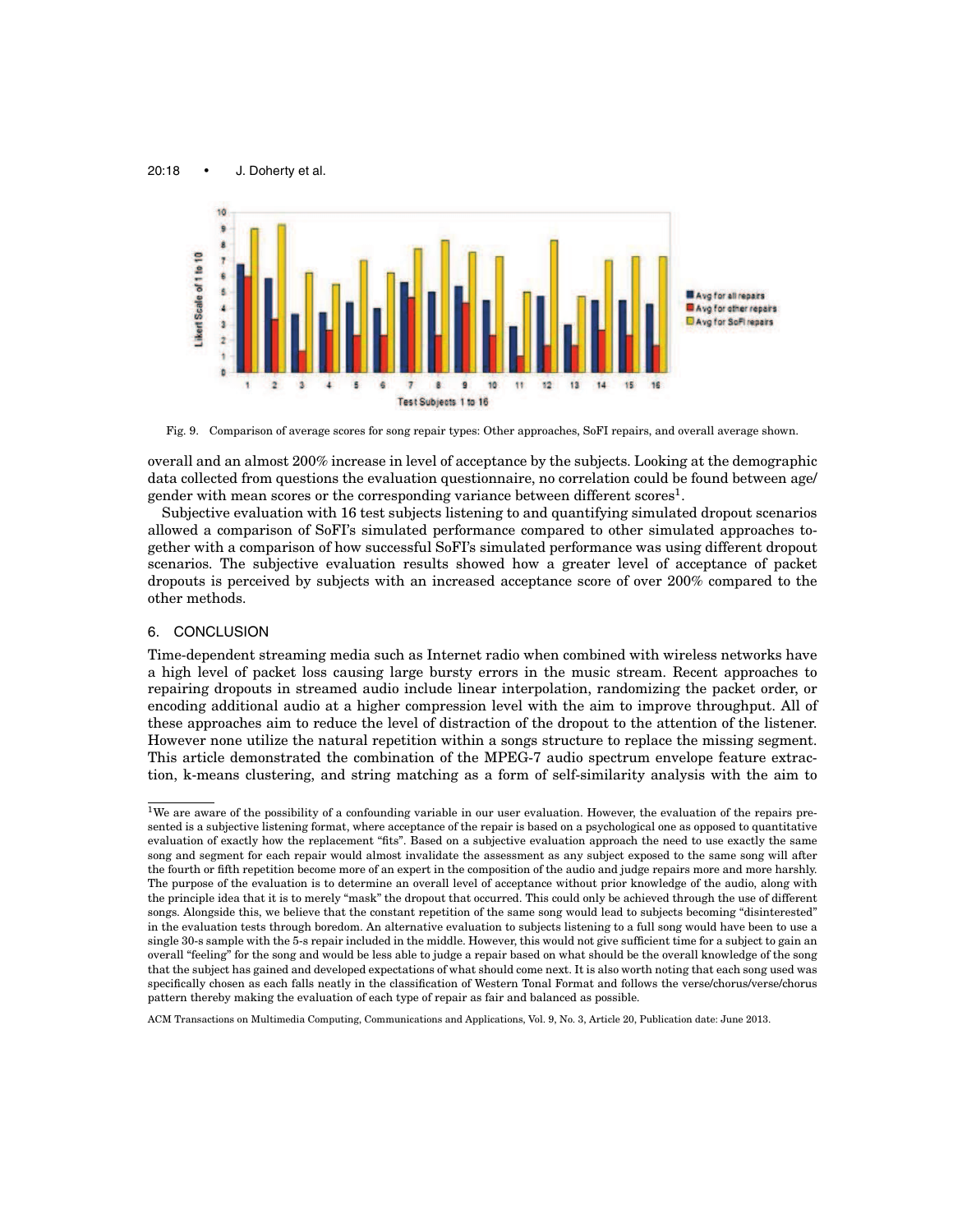10
9
8
7
6
5
4
3
2
1
0

Likert Scale of 1 to 10

1 2 3 4 5 6 7 8 9 10 11 12 13 14 15 16

Test Subjects 1 to 16

Avg for all repairs
Avg for other repairs
Avg for SoFI repairs

Fig. 9. Comparison of average scores for song repair types: Other approaches, SoFI repairs, and overall average shown.

overall and an almost 200% increase in level of acceptance by the subjects. Looking at the demographic data collected from questions the evaluation questionnaire, no correlation could be found between age/gender with mean scores or the corresponding variance between different scores[1].

Subjective evaluation with 16 test subjects listening to and quantifying simulated dropout scenarios allowed a comparison of SoFI's simulated performance compared to other simulated approaches together with a comparison of how successful SoFI's simulated performance was using different dropout scenarios. The subjective evaluation results showed how a greater level of acceptance of packet dropouts is perceived by subjects with an increased acceptance score of over 200% compared to the other methods.

## 6. CONCLUSION

Time-dependent streaming media such as Internet radio when combined with wireless networks have a high level of packet loss causing large bursty errors in the music stream. Recent approaches to repairing dropouts in streamed audio include linear interpolation, randomizing the packet order, or encoding additional audio at a higher compression level with the aim to improve throughput. All of these approaches aim to reduce the level of distraction of the dropout to the attention of the listener. However none utilize the natural repetition within a songs structure to replace the missing segment. This article demonstrated the combination of the MPEG-7 audio spectrum envelope feature extraction, k-means clustering, and string matching as a form of self-similarity analysis with the aim to

[1]We are aware of the possibility of a confounding variable in our user evaluation. However, the evaluation of the repairs presented is a subjective listening format, where acceptance of the repair is based on a psychological one as opposed to quantitative evaluation of exactly how the replacement "fits". Based on a subjective evaluation approach the need to use exactly the same song and segment for each repair would almost invalidate the assessment as any subject exposed to the same song will after the fourth or fifth repetition become more of an expert in the composition of the audio and judge repairs more and more harshly. The purpose of the evaluation is to determine an overall level of acceptance without prior knowledge of the audio, along with the principle idea that it is to merely "mask" the dropout that occurred. This could only be achieved through the use of different songs. Alongside this, we believe that the constant repetition of the same song would lead to subjects becoming "disinterested" in the evaluation tests through boredom. An alternative evaluation to subjects listening to a full song would have been to use a single 30-s sample with the 5-s repair included in the middle. However, this would not give sufficient time for a subject to gain an overall "feeling" for the song and would be less able to judge a repair based on what should be the overall knowledge of the song that the subject has gained and developed expectations of what should come next. It is also worth noting that each song used was specifically chosen as each falls neatly in the classification of Western Tonal Format and follows the verse/chorus/verse/chorus pattern thereby making the evaluation of each type of repair as fair and balanced as possible.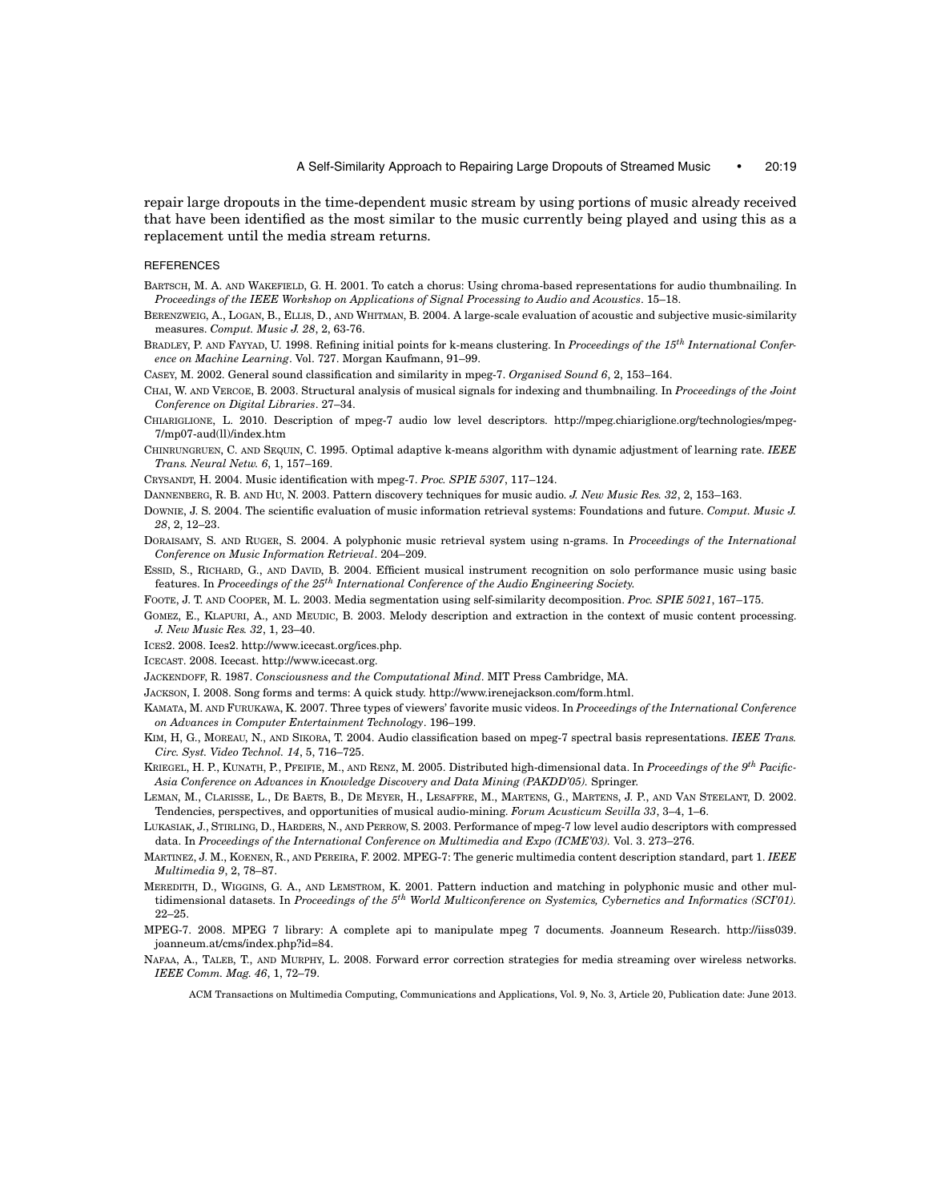repair large dropouts in the time-dependent music stream by using portions of music already received that have been identified as the most similar to the music currently being played and using this as a replacement until the media stream returns.

## REFERENCES

BARTSCH, M. A. AND WAKEFIELD, G. H. 2001. To catch a chorus: Using chroma-based representations for audio thumbnailing. In *Proceedings of the IEEE Workshop on Applications of Signal Processing to Audio and Acoustics*. 15–18.

BERENZWEIG, A., LOGAN, B., ELLIS, D., AND WHITMAN, B. 2004. A large-scale evaluation of acoustic and subjective music-similarity measures. *Comput. Music J. 28*, 2, 63-76.

BRADLEY, P. AND FAYYAD, U. 1998. Refining initial points for k-means clustering. In *Proceedings of the 15th International Conference on Machine Learning*. Vol. 727. Morgan Kaufmann, 91–99.

CASEY, M. 2002. General sound classification and similarity in mpeg-7. *Organised Sound 6*, 2, 153–164.

CHAI, W. AND VERCOE, B. 2003. Structural analysis of musical signals for indexing and thumbnailing. In *Proceedings of the Joint Conference on Digital Libraries*. 27–34.

CHIARIGLIONE, L. 2010. Description of mpeg-7 audio low level descriptors. http://mpeg.chiariglione.org/technologies/mpeg-7/mp07-aud(ll)/index.htm

CHINRUNGRUEN, C. AND SEQUIN, C. 1995. Optimal adaptive k-means algorithm with dynamic adjustment of learning rate. *IEEE Trans. Neural Netw. 6*, 1, 157–169.

CRYSANDT, H. 2004. Music identification with mpeg-7. *Proc. SPIE 5307*, 117–124.

DANNENBERG, R. B. AND HU, N. 2003. Pattern discovery techniques for music audio. *J. New Music Res. 32*, 2, 153–163.

DOWNIE, J. S. 2004. The scientific evaluation of music information retrieval systems: Foundations and future. *Comput. Music J. 28*, 2, 12–23.

DORAISAMY, S. AND RUGER, S. 2004. A polyphonic music retrieval system using n-grams. In *Proceedings of the International Conference on Music Information Retrieval*. 204–209.

ESSID, S., RICHARD, G., AND DAVID, B. 2004. Efficient musical instrument recognition on solo performance music using basic features. In *Proceedings of the 25th International Conference of the Audio Engineering Society.*

FOOTE, J. T. AND COOPER, M. L. 2003. Media segmentation using self-similarity decomposition. *Proc. SPIE 5021*, 167–175.

GOMEZ, E., KLAPURI, A., AND MEUDIC, B. 2003. Melody description and extraction in the context of music content processing. *J. New Music Res. 32*, 1, 23–40.

ICES2. 2008. Ices2. http://www.icecast.org/ices.php.

ICECAST. 2008. Icecast. http://www.icecast.org.

JACKENDOFF, R. 1987. *Consciousness and the Computational Mind*. MIT Press Cambridge, MA.

JACKSON, I. 2008. Song forms and terms: A quick study. http://www.irenejackson.com/form.html.

KAMATA, M. AND FURUKAWA, K. 2007. Three types of viewers' favorite music videos. In *Proceedings of the International Conference on Advances in Computer Entertainment Technology*. 196–199.

KIM, H, G., MOREAU, N., AND SIKORA, T. 2004. Audio classification based on mpeg-7 spectral basis representations. *IEEE Trans. Circ. Syst. Video Technol. 14*, 5, 716–725.

KRIEGEL, H. P., KUNATH, P., PFEIFIE, M., AND RENZ, M. 2005. Distributed high-dimensional data. In *Proceedings of the 9th Pacific-Asia Conference on Advances in Knowledge Discovery and Data Mining (PAKDD'05).* Springer.

LEMAN, M., CLARISSE, L., DE BAETS, B., DE MEYER, H., LESAFFRE, M., MARTENS, G., MARTENS, J. P., AND VAN STEELANT, D. 2002. Tendencies, perspectives, and opportunities of musical audio-mining. *Forum Acusticum Sevilla 33*, 3–4, 1–6.

LUKASIAK, J., STIRLING, D., HARDERS, N., AND PERROW, S. 2003. Performance of mpeg-7 low level audio descriptors with compressed data. In *Proceedings of the International Conference on Multimedia and Expo (ICME'03).* Vol. 3. 273–276.

MARTINEZ, J. M., KOENEN, R., AND PEREIRA, F. 2002. MPEG-7: The generic multimedia content description standard, part 1. *IEEE Multimedia 9*, 2, 78–87.

MEREDITH, D., WIGGINS, G. A., AND LEMSTROM, K. 2001. Pattern induction and matching in polyphonic music and other multidimensional datasets. In *Proceedings of the 5th World Multiconference on Systemics, Cybernetics and Informatics (SCI'01).* 22–25.

MPEG-7. 2008. MPEG 7 library: A complete api to manipulate mpeg 7 documents. Joanneum Research. http://iiss039.joanneum.at/cms/index.php?id=84.

NAFAA, A., TALEB, T., AND MURPHY, L. 2008. Forward error correction strategies for media streaming over wireless networks. *IEEE Comm. Mag. 46*, 1, 72–79.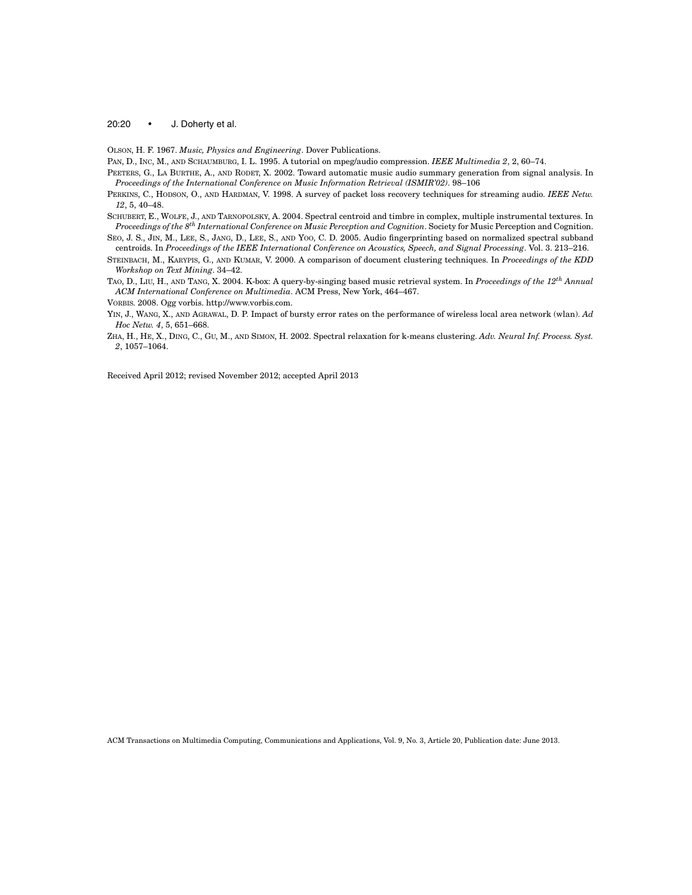OLSON, H. F. 1967. *Music, Physics and Engineering*. Dover Publications.

PAN, D., INC, M., AND SCHAUMBURG, I. L. 1995. A tutorial on mpeg/audio compression. *IEEE Multimedia 2*, 2, 60–74.

PEETERS, G., LA BURTHE, A., AND RODET, X. 2002. Toward automatic music audio summary generation from signal analysis. In *Proceedings of the International Conference on Music Information Retrieval (ISMIR'02)*. 98–106

PERKINS, C., HODSON, O., AND HARDMAN, V. 1998. A survey of packet loss recovery techniques for streaming audio. *IEEE Netw. 12*, 5, 40–48.

SCHUBERT, E., WOLFE, J., AND TARNOPOLSKY, A. 2004. Spectral centroid and timbre in complex, multiple instrumental textures. In *Proceedings of the 8th International Conference on Music Perception and Cognition*. Society for Music Perception and Cognition.

SEO, J. S., JIN, M., LEE, S., JANG, D., LEE, S., AND YOO, C. D. 2005. Audio fingerprinting based on normalized spectral subband centroids. In *Proceedings of the IEEE International Conference on Acoustics, Speech, and Signal Processing*. Vol. 3. 213–216.

STEINBACH, M., KARYPIS, G., AND KUMAR, V. 2000. A comparison of document clustering techniques. In *Proceedings of the KDD Workshop on Text Mining*. 34–42.

TAO, D., LIU, H., AND TANG, X. 2004. K-box: A query-by-singing based music retrieval system. In *Proceedings of the 12th Annual ACM International Conference on Multimedia*. ACM Press, New York, 464–467.

VORBIS. 2008. Ogg vorbis. http://www.vorbis.com.

YIN, J., WANG, X., AND AGRAWAL, D. P. Impact of bursty error rates on the performance of wireless local area network (wlan). *Ad Hoc Netw. 4*, 5, 651–668.

ZHA, H., HE, X., DING, C., GU, M., AND SIMON, H. 2002. Spectral relaxation for k-means clustering. *Adv. Neural Inf. Process. Syst. 2*, 1057–1064.

Received April 2012; revised November 2012; accepted April 2013